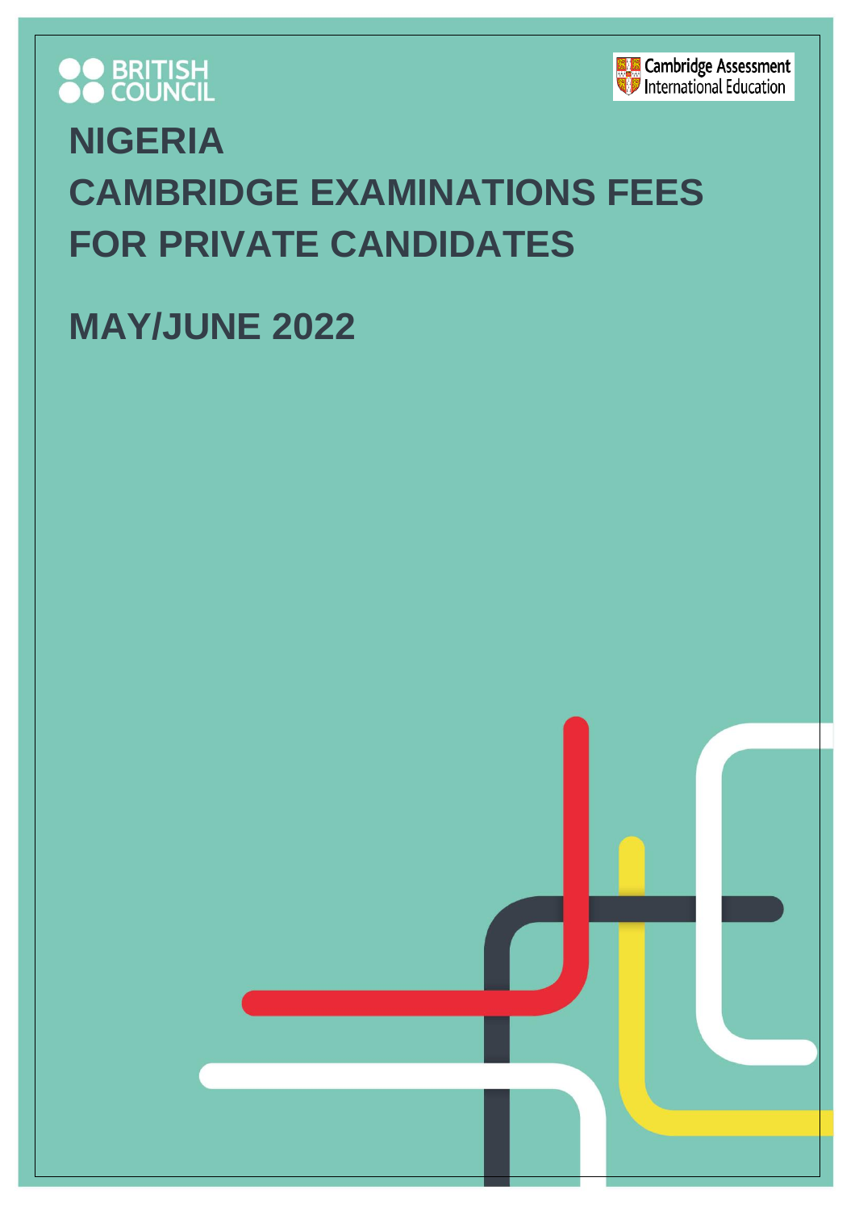BRITISH COUNCIL

Cambridge Assessment International Education

# NIGERIA
# CAMBRIDGE EXAMINATIONS FEES FOR PRIVATE CANDIDATES

# MAY/JUNE 2022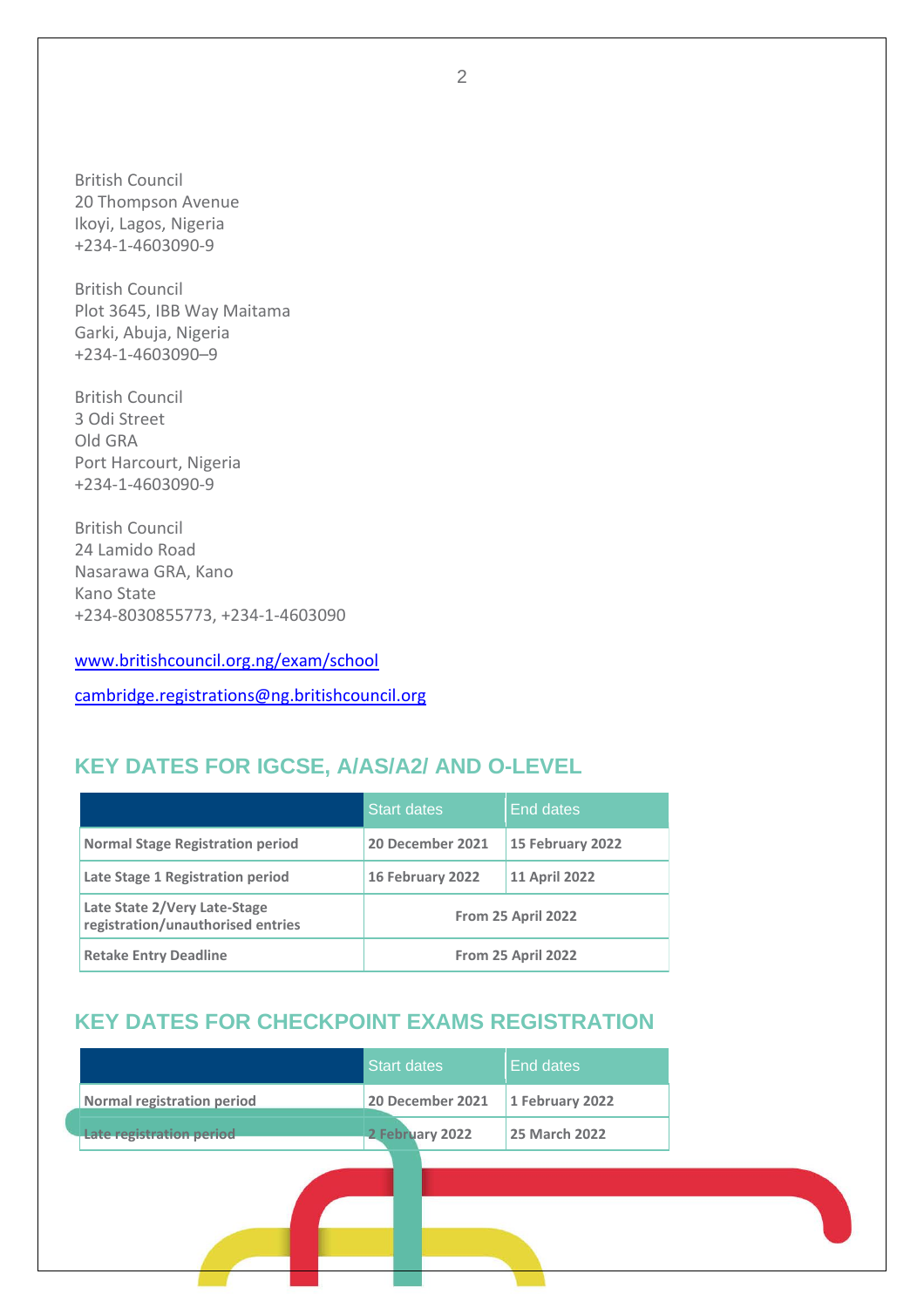British Council
20 Thompson Avenue
Ikoyi, Lagos, Nigeria
+234-1-4603090-9

British Council
Plot 3645, IBB Way Maitama
Garki, Abuja, Nigeria
+234-1-4603090–9

British Council
3 Odi Street
Old GRA
Port Harcourt, Nigeria
+234-1-4603090-9

British Council
24 Lamido Road
Nasarawa GRA, Kano
Kano State
+234-8030855773, +234-1-4603090

[www.britishcouncil.org.ng/exam/school](www.britishcouncil.org.ng/exam/school)

[cambridge.registrations@ng.britishcouncil.org](mailto:cambridge.registrations@ng.britishcouncil.org)

## KEY DATES FOR IGCSE, A/AS/A2/ AND O-LEVEL

| | Start dates | End dates |
|---|---|---|
| **Normal Stage Registration period** | **20 December 2021** | **15 February 2022** |
| **Late Stage 1 Registration period** | **16 February 2022** | **11 April 2022** |
| **Late State 2/Very Late-Stage registration/unauthorised entries** | **From 25 April 2022** | |
| **Retake Entry Deadline** | **From 25 April 2022** | |

## KEY DATES FOR CHECKPOINT EXAMS REGISTRATION

| | Start dates | End dates |
|---|---|---|
| **Normal registration period** | **20 December 2021** | **1 February 2022** |
| **Late registration period** | **2 February 2022** | **25 March 2022** |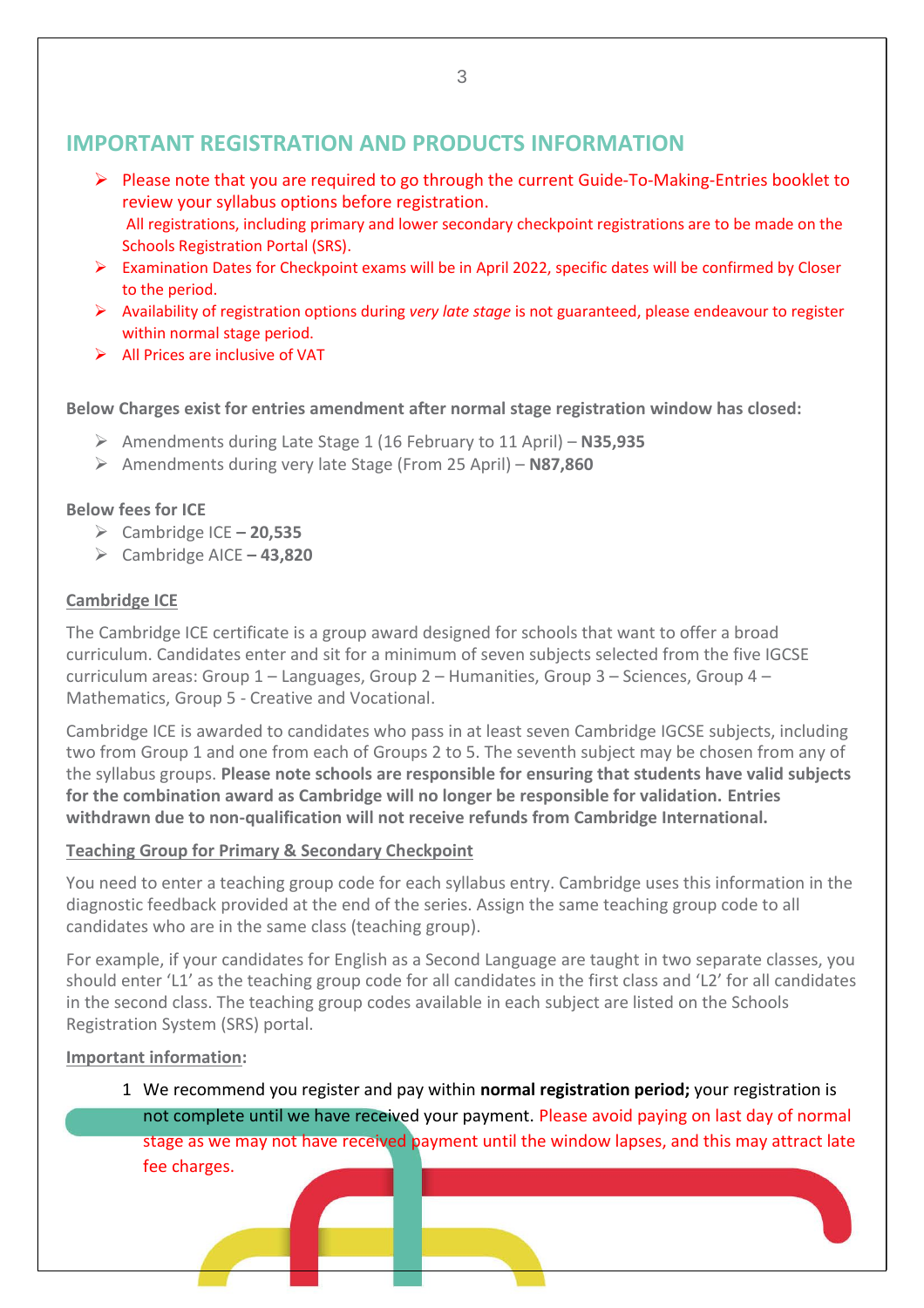## IMPORTANT REGISTRATION AND PRODUCTS INFORMATION

- Please note that you are required to go through the current Guide-To-Making-Entries booklet to review your syllabus options before registration.
  All registrations, including primary and lower secondary checkpoint registrations are to be made on the Schools Registration Portal (SRS).
- Examination Dates for Checkpoint exams will be in April 2022, specific dates will be confirmed by Closer to the period.
- Availability of registration options during *very late stage* is not guaranteed, please endeavour to register within normal stage period.
- All Prices are inclusive of VAT

**Below Charges exist for entries amendment after normal stage registration window has closed:**

- Amendments during Late Stage 1 (16 February to 11 April) – **N35,935**
- Amendments during very late Stage (From 25 April) – **N87,860**

**Below fees for ICE**

- Cambridge ICE **– 20,535**
- Cambridge AICE **– 43,820**

**Cambridge ICE**

The Cambridge ICE certificate is a group award designed for schools that want to offer a broad curriculum. Candidates enter and sit for a minimum of seven subjects selected from the five IGCSE curriculum areas: Group 1 – Languages, Group 2 – Humanities, Group 3 – Sciences, Group 4 – Mathematics, Group 5 - Creative and Vocational.

Cambridge ICE is awarded to candidates who pass in at least seven Cambridge IGCSE subjects, including two from Group 1 and one from each of Groups 2 to 5. The seventh subject may be chosen from any of the syllabus groups. **Please note schools are responsible for ensuring that students have valid subjects for the combination award as Cambridge will no longer be responsible for validation. Entries withdrawn due to non-qualification will not receive refunds from Cambridge International.**

**Teaching Group for Primary & Secondary Checkpoint**

You need to enter a teaching group code for each syllabus entry. Cambridge uses this information in the diagnostic feedback provided at the end of the series. Assign the same teaching group code to all candidates who are in the same class (teaching group).

For example, if your candidates for English as a Second Language are taught in two separate classes, you should enter 'L1' as the teaching group code for all candidates in the first class and 'L2' for all candidates in the second class. The teaching group codes available in each subject are listed on the Schools Registration System (SRS) portal.

**Important information:**

1. We recommend you register and pay within **normal registration period;** your registration is not complete until we have received your payment. Please avoid paying on last day of normal stage as we may not have received payment until the window lapses, and this may attract late fee charges.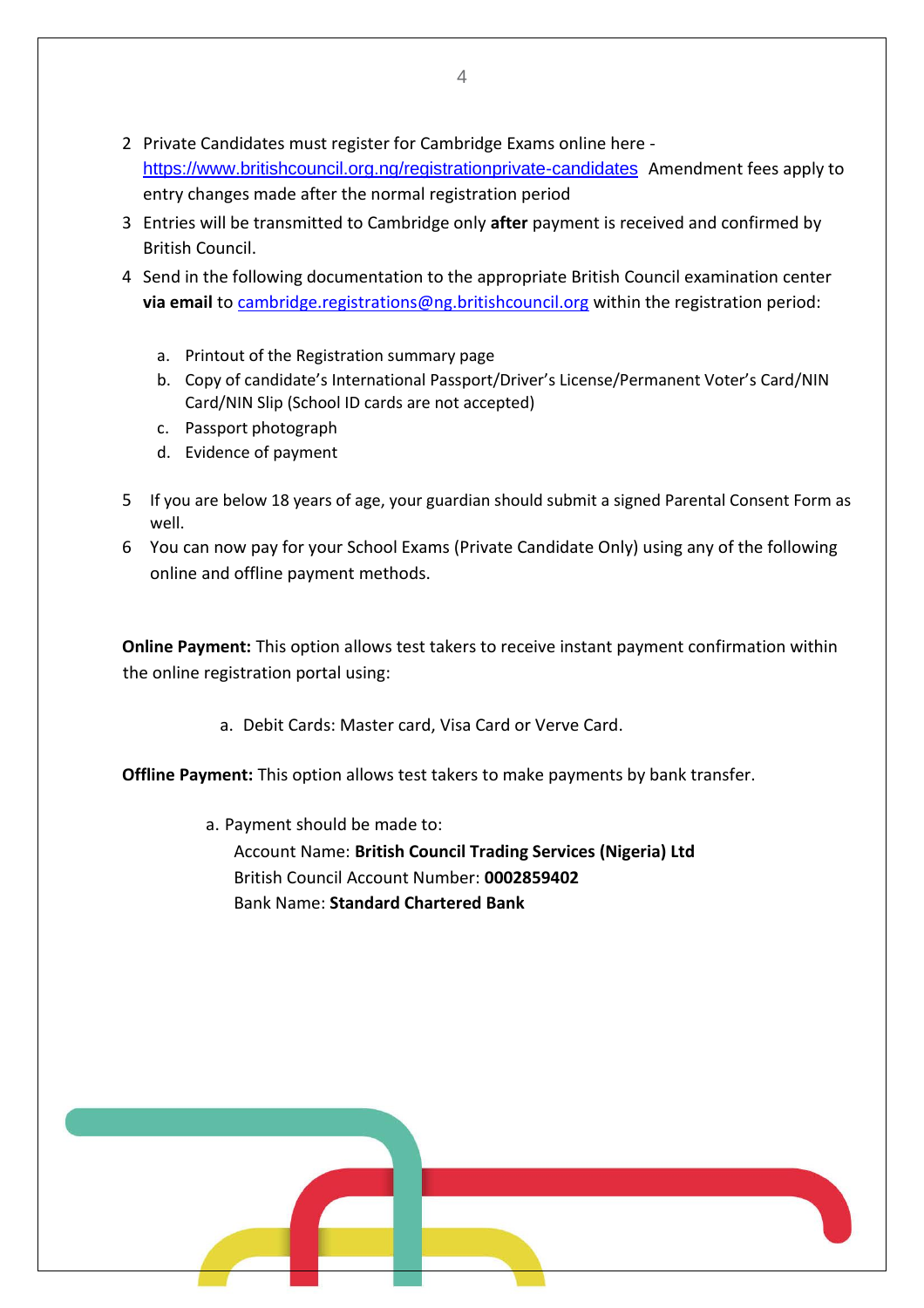2. Private Candidates must register for Cambridge Exams online here - [https://www.britishcouncil.org.ng/registrationprivate-candidates](https://www.britishcouncil.org.ng/registrationprivate-candidates) Amendment fees apply to entry changes made after the normal registration period
3. Entries will be transmitted to Cambridge only **after** payment is received and confirmed by British Council.
4. Send in the following documentation to the appropriate British Council examination center **via email** to [cambridge.registrations@ng.britishcouncil.org](mailto:cambridge.registrations@ng.britishcouncil.org) within the registration period:

   a. Printout of the Registration summary page
   b. Copy of candidate's International Passport/Driver's License/Permanent Voter's Card/NIN Card/NIN Slip (School ID cards are not accepted)
   c. Passport photograph
   d. Evidence of payment

5. If you are below 18 years of age, your guardian should submit a signed Parental Consent Form as well.
6. You can now pay for your School Exams (Private Candidate Only) using any of the following online and offline payment methods.

**Online Payment:** This option allows test takers to receive instant payment confirmation within the online registration portal using:

   a. Debit Cards: Master card, Visa Card or Verve Card.

**Offline Payment:** This option allows test takers to make payments by bank transfer.

   a. Payment should be made to:
      Account Name: **British Council Trading Services (Nigeria) Ltd**
      British Council Account Number: **0002859402**
      Bank Name: **Standard Chartered Bank**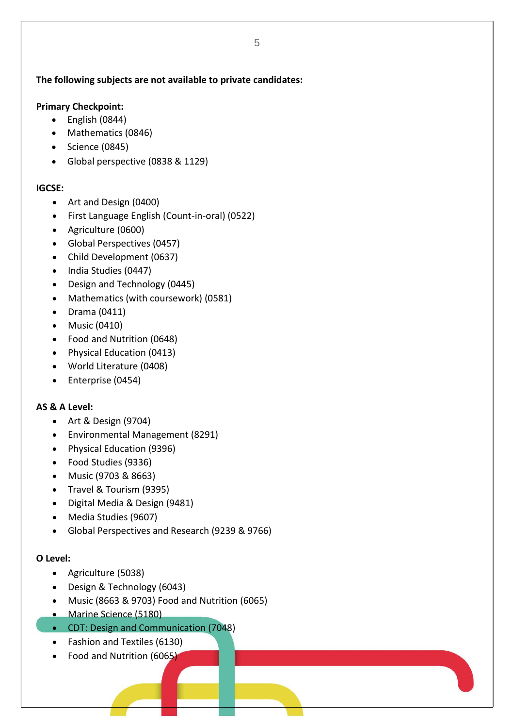**The following subjects are not available to private candidates:**

**Primary Checkpoint:**

- English (0844)
- Mathematics (0846)
- Science (0845)
- Global perspective (0838 & 1129)

**IGCSE:**

- Art and Design (0400)
- First Language English (Count-in-oral) (0522)
- Agriculture (0600)
- Global Perspectives (0457)
- Child Development (0637)
- India Studies (0447)
- Design and Technology (0445)
- Mathematics (with coursework) (0581)
- Drama (0411)
- Music (0410)
- Food and Nutrition (0648)
- Physical Education (0413)
- World Literature (0408)
- Enterprise (0454)

**AS & A Level:**

- Art & Design (9704)
- Environmental Management (8291)
- Physical Education (9396)
- Food Studies (9336)
- Music (9703 & 8663)
- Travel & Tourism (9395)
- Digital Media & Design (9481)
- Media Studies (9607)
- Global Perspectives and Research (9239 & 9766)

**O Level:**

- Agriculture (5038)
- Design & Technology (6043)
- Music (8663 & 9703) Food and Nutrition (6065)
- Marine Science (5180)
- CDT: Design and Communication (7048)
- Fashion and Textiles (6130)
- Food and Nutrition (6065)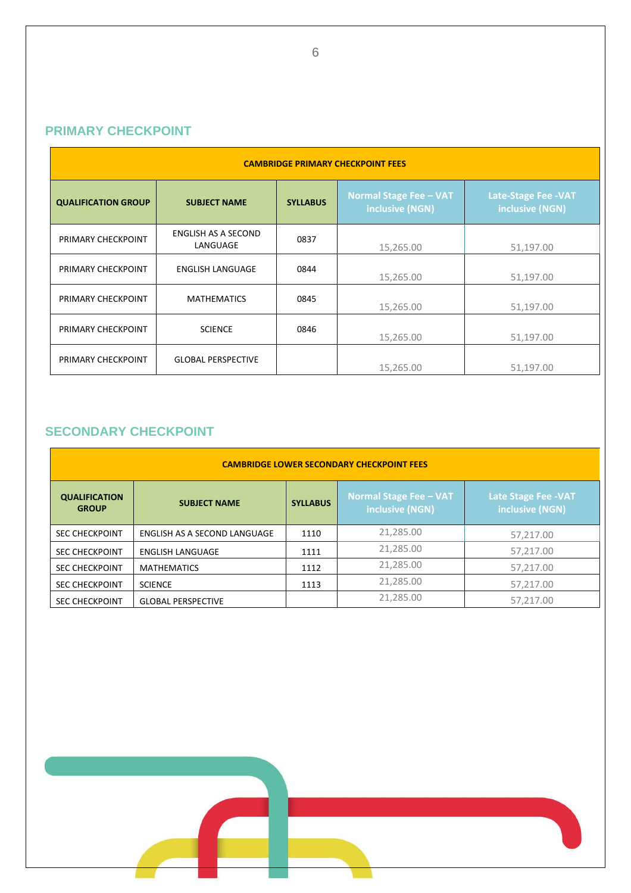## PRIMARY CHECKPOINT

| CAMBRIDGE PRIMARY CHECKPOINT FEES | | | | |
|---|---|---|---|---|
| QUALIFICATION GROUP | SUBJECT NAME | SYLLABUS | Normal Stage Fee – VAT inclusive (NGN) | Late-Stage Fee -VAT inclusive (NGN) |
| PRIMARY CHECKPOINT | ENGLISH AS A SECOND LANGUAGE | 0837 | 15,265.00 | 51,197.00 |
| PRIMARY CHECKPOINT | ENGLISH LANGUAGE | 0844 | 15,265.00 | 51,197.00 |
| PRIMARY CHECKPOINT | MATHEMATICS | 0845 | 15,265.00 | 51,197.00 |
| PRIMARY CHECKPOINT | SCIENCE | 0846 | 15,265.00 | 51,197.00 |
| PRIMARY CHECKPOINT | GLOBAL PERSPECTIVE | | 15,265.00 | 51,197.00 |

## SECONDARY CHECKPOINT

| CAMBRIDGE LOWER SECONDARY CHECKPOINT FEES | | | | |
|---|---|---|---|---|
| QUALIFICATION GROUP | SUBJECT NAME | SYLLABUS | Normal Stage Fee – VAT inclusive (NGN) | Late Stage Fee -VAT inclusive (NGN) |
| SEC CHECKPOINT | ENGLISH AS A SECOND LANGUAGE | 1110 | 21,285.00 | 57,217.00 |
| SEC CHECKPOINT | ENGLISH LANGUAGE | 1111 | 21,285.00 | 57,217.00 |
| SEC CHECKPOINT | MATHEMATICS | 1112 | 21,285.00 | 57,217.00 |
| SEC CHECKPOINT | SCIENCE | 1113 | 21,285.00 | 57,217.00 |
| SEC CHECKPOINT | GLOBAL PERSPECTIVE | | 21,285.00 | 57,217.00 |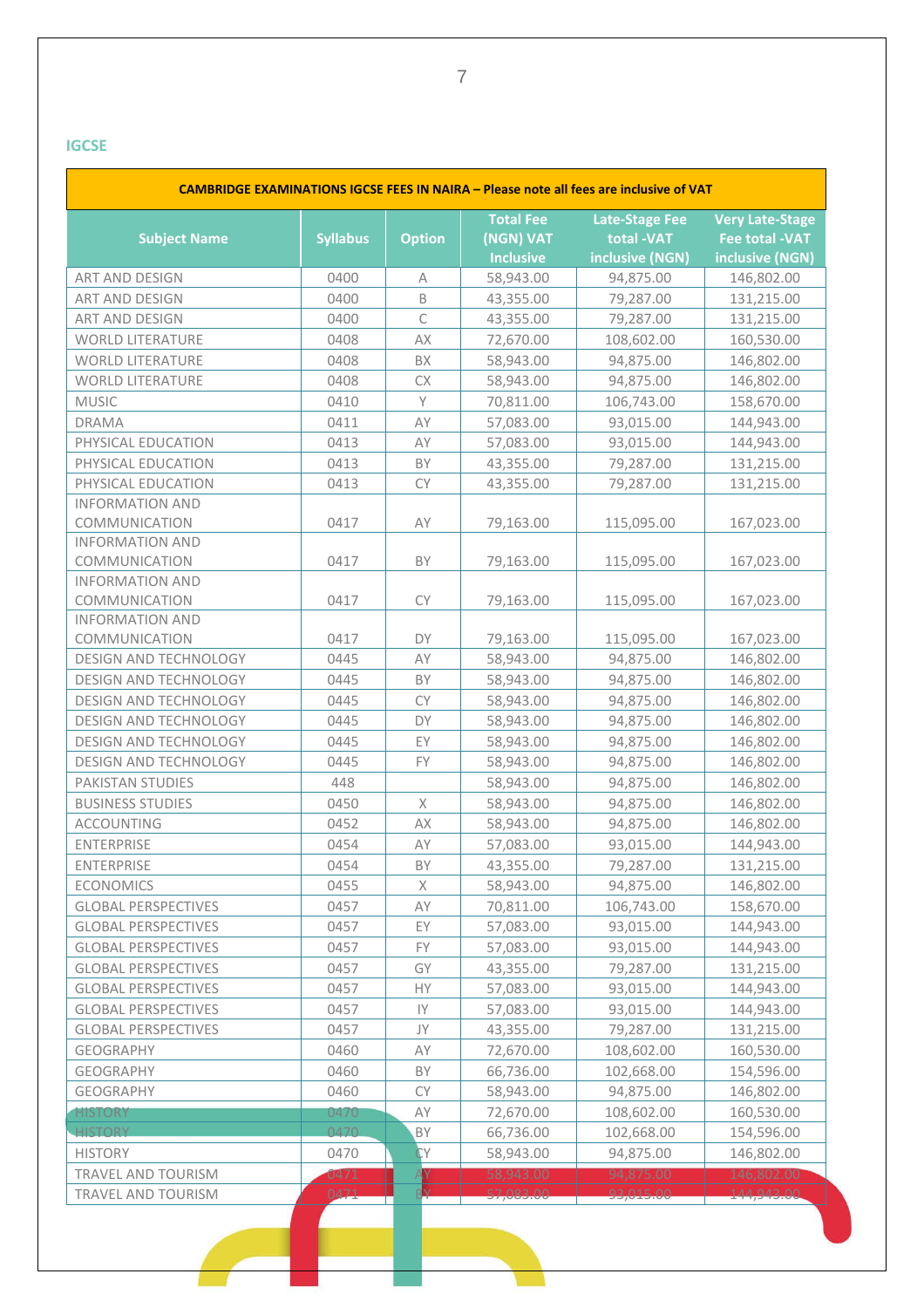## IGCSE

| CAMBRIDGE EXAMINATIONS IGCSE FEES IN NAIRA – Please note all fees are inclusive of VAT | | | | | |
|---|---|---|---|---|---|
| **Subject Name** | **Syllabus** | **Option** | **Total Fee (NGN) VAT Inclusive** | **Late-Stage Fee total -VAT inclusive (NGN)** | **Very Late-Stage Fee total -VAT inclusive (NGN)** |
| ART AND DESIGN | 0400 | A | 58,943.00 | 94,875.00 | 146,802.00 |
| ART AND DESIGN | 0400 | B | 43,355.00 | 79,287.00 | 131,215.00 |
| ART AND DESIGN | 0400 | C | 43,355.00 | 79,287.00 | 131,215.00 |
| WORLD LITERATURE | 0408 | AX | 72,670.00 | 108,602.00 | 160,530.00 |
| WORLD LITERATURE | 0408 | BX | 58,943.00 | 94,875.00 | 146,802.00 |
| WORLD LITERATURE | 0408 | CX | 58,943.00 | 94,875.00 | 146,802.00 |
| MUSIC | 0410 | Y | 70,811.00 | 106,743.00 | 158,670.00 |
| DRAMA | 0411 | AY | 57,083.00 | 93,015.00 | 144,943.00 |
| PHYSICAL EDUCATION | 0413 | AY | 57,083.00 | 93,015.00 | 144,943.00 |
| PHYSICAL EDUCATION | 0413 | BY | 43,355.00 | 79,287.00 | 131,215.00 |
| PHYSICAL EDUCATION | 0413 | CY | 43,355.00 | 79,287.00 | 131,215.00 |
| INFORMATION AND COMMUNICATION | 0417 | AY | 79,163.00 | 115,095.00 | 167,023.00 |
| INFORMATION AND COMMUNICATION | 0417 | BY | 79,163.00 | 115,095.00 | 167,023.00 |
| INFORMATION AND COMMUNICATION | 0417 | CY | 79,163.00 | 115,095.00 | 167,023.00 |
| INFORMATION AND COMMUNICATION | 0417 | DY | 79,163.00 | 115,095.00 | 167,023.00 |
| DESIGN AND TECHNOLOGY | 0445 | AY | 58,943.00 | 94,875.00 | 146,802.00 |
| DESIGN AND TECHNOLOGY | 0445 | BY | 58,943.00 | 94,875.00 | 146,802.00 |
| DESIGN AND TECHNOLOGY | 0445 | CY | 58,943.00 | 94,875.00 | 146,802.00 |
| DESIGN AND TECHNOLOGY | 0445 | DY | 58,943.00 | 94,875.00 | 146,802.00 |
| DESIGN AND TECHNOLOGY | 0445 | EY | 58,943.00 | 94,875.00 | 146,802.00 |
| DESIGN AND TECHNOLOGY | 0445 | FY | 58,943.00 | 94,875.00 | 146,802.00 |
| PAKISTAN STUDIES | 448 | | 58,943.00 | 94,875.00 | 146,802.00 |
| BUSINESS STUDIES | 0450 | X | 58,943.00 | 94,875.00 | 146,802.00 |
| ACCOUNTING | 0452 | AX | 58,943.00 | 94,875.00 | 146,802.00 |
| ENTERPRISE | 0454 | AY | 57,083.00 | 93,015.00 | 144,943.00 |
| ENTERPRISE | 0454 | BY | 43,355.00 | 79,287.00 | 131,215.00 |
| ECONOMICS | 0455 | X | 58,943.00 | 94,875.00 | 146,802.00 |
| GLOBAL PERSPECTIVES | 0457 | AY | 70,811.00 | 106,743.00 | 158,670.00 |
| GLOBAL PERSPECTIVES | 0457 | EY | 57,083.00 | 93,015.00 | 144,943.00 |
| GLOBAL PERSPECTIVES | 0457 | FY | 57,083.00 | 93,015.00 | 144,943.00 |
| GLOBAL PERSPECTIVES | 0457 | GY | 43,355.00 | 79,287.00 | 131,215.00 |
| GLOBAL PERSPECTIVES | 0457 | HY | 57,083.00 | 93,015.00 | 144,943.00 |
| GLOBAL PERSPECTIVES | 0457 | IY | 57,083.00 | 93,015.00 | 144,943.00 |
| GLOBAL PERSPECTIVES | 0457 | JY | 43,355.00 | 79,287.00 | 131,215.00 |
| GEOGRAPHY | 0460 | AY | 72,670.00 | 108,602.00 | 160,530.00 |
| GEOGRAPHY | 0460 | BY | 66,736.00 | 102,668.00 | 154,596.00 |
| GEOGRAPHY | 0460 | CY | 58,943.00 | 94,875.00 | 146,802.00 |
| HISTORY | 0470 | AY | 72,670.00 | 108,602.00 | 160,530.00 |
| HISTORY | 0470 | BY | 66,736.00 | 102,668.00 | 154,596.00 |
| HISTORY | 0470 | CY | 58,943.00 | 94,875.00 | 146,802.00 |
| TRAVEL AND TOURISM | 0471 | AY | 58,943.00 | 94,875.00 | 146,802.00 |
| TRAVEL AND TOURISM | 0471 | BY | 57,083.00 | 93,015.00 | 144,943.00 |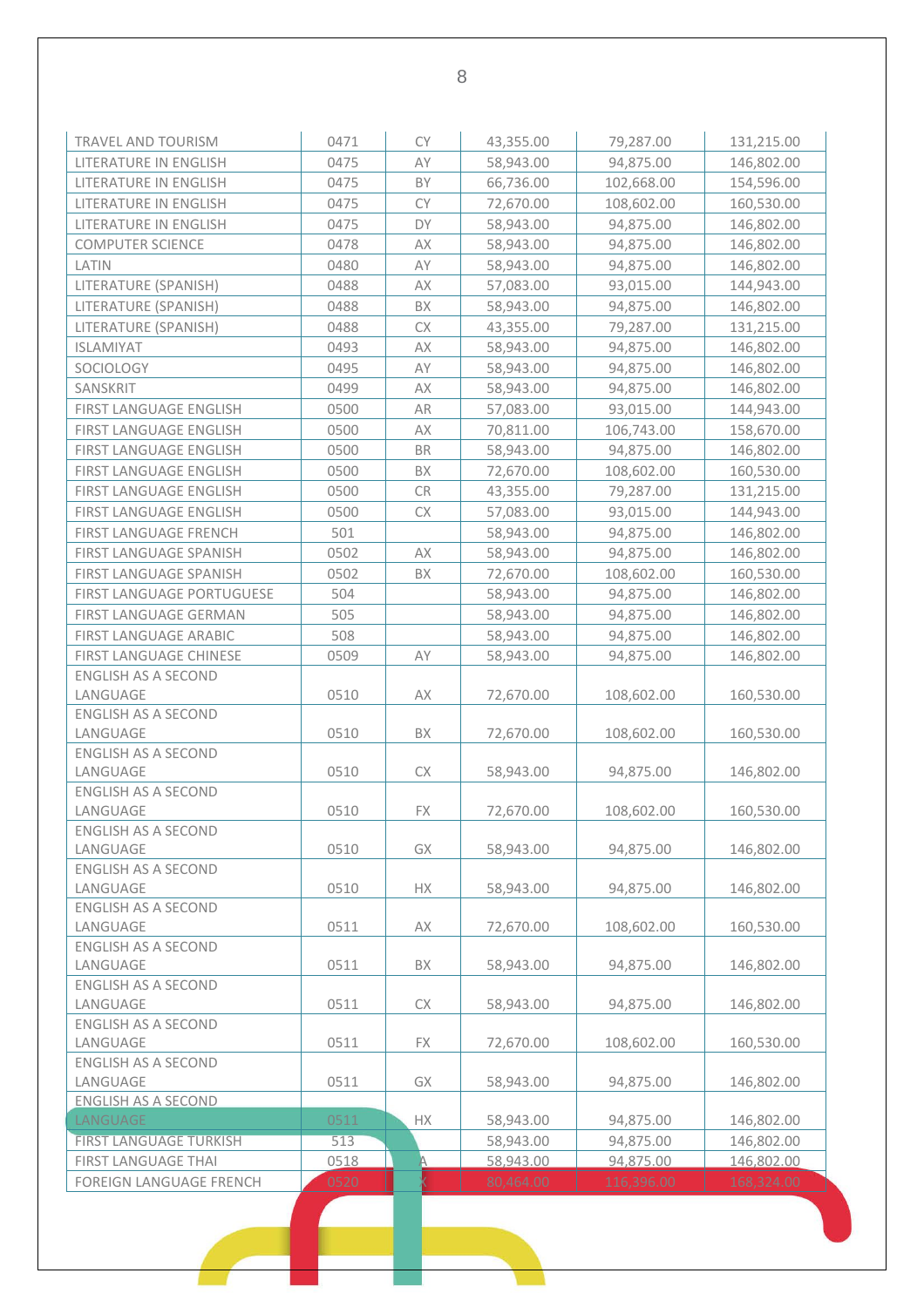| | | | | | |
|---|---|---|---|---|---|
| TRAVEL AND TOURISM | 0471 | CY | 43,355.00 | 79,287.00 | 131,215.00 |
| LITERATURE IN ENGLISH | 0475 | AY | 58,943.00 | 94,875.00 | 146,802.00 |
| LITERATURE IN ENGLISH | 0475 | BY | 66,736.00 | 102,668.00 | 154,596.00 |
| LITERATURE IN ENGLISH | 0475 | CY | 72,670.00 | 108,602.00 | 160,530.00 |
| LITERATURE IN ENGLISH | 0475 | DY | 58,943.00 | 94,875.00 | 146,802.00 |
| COMPUTER SCIENCE | 0478 | AX | 58,943.00 | 94,875.00 | 146,802.00 |
| LATIN | 0480 | AY | 58,943.00 | 94,875.00 | 146,802.00 |
| LITERATURE (SPANISH) | 0488 | AX | 57,083.00 | 93,015.00 | 144,943.00 |
| LITERATURE (SPANISH) | 0488 | BX | 58,943.00 | 94,875.00 | 146,802.00 |
| LITERATURE (SPANISH) | 0488 | CX | 43,355.00 | 79,287.00 | 131,215.00 |
| ISLAMIYAT | 0493 | AX | 58,943.00 | 94,875.00 | 146,802.00 |
| SOCIOLOGY | 0495 | AY | 58,943.00 | 94,875.00 | 146,802.00 |
| SANSKRIT | 0499 | AX | 58,943.00 | 94,875.00 | 146,802.00 |
| FIRST LANGUAGE ENGLISH | 0500 | AR | 57,083.00 | 93,015.00 | 144,943.00 |
| FIRST LANGUAGE ENGLISH | 0500 | AX | 70,811.00 | 106,743.00 | 158,670.00 |
| FIRST LANGUAGE ENGLISH | 0500 | BR | 58,943.00 | 94,875.00 | 146,802.00 |
| FIRST LANGUAGE ENGLISH | 0500 | BX | 72,670.00 | 108,602.00 | 160,530.00 |
| FIRST LANGUAGE ENGLISH | 0500 | CR | 43,355.00 | 79,287.00 | 131,215.00 |
| FIRST LANGUAGE ENGLISH | 0500 | CX | 57,083.00 | 93,015.00 | 144,943.00 |
| FIRST LANGUAGE FRENCH | 501 | | 58,943.00 | 94,875.00 | 146,802.00 |
| FIRST LANGUAGE SPANISH | 0502 | AX | 58,943.00 | 94,875.00 | 146,802.00 |
| FIRST LANGUAGE SPANISH | 0502 | BX | 72,670.00 | 108,602.00 | 160,530.00 |
| FIRST LANGUAGE PORTUGUESE | 504 | | 58,943.00 | 94,875.00 | 146,802.00 |
| FIRST LANGUAGE GERMAN | 505 | | 58,943.00 | 94,875.00 | 146,802.00 |
| FIRST LANGUAGE ARABIC | 508 | | 58,943.00 | 94,875.00 | 146,802.00 |
| FIRST LANGUAGE CHINESE | 0509 | AY | 58,943.00 | 94,875.00 | 146,802.00 |
| ENGLISH AS A SECOND LANGUAGE | 0510 | AX | 72,670.00 | 108,602.00 | 160,530.00 |
| ENGLISH AS A SECOND LANGUAGE | 0510 | BX | 72,670.00 | 108,602.00 | 160,530.00 |
| ENGLISH AS A SECOND LANGUAGE | 0510 | CX | 58,943.00 | 94,875.00 | 146,802.00 |
| ENGLISH AS A SECOND LANGUAGE | 0510 | FX | 72,670.00 | 108,602.00 | 160,530.00 |
| ENGLISH AS A SECOND LANGUAGE | 0510 | GX | 58,943.00 | 94,875.00 | 146,802.00 |
| ENGLISH AS A SECOND LANGUAGE | 0510 | HX | 58,943.00 | 94,875.00 | 146,802.00 |
| ENGLISH AS A SECOND LANGUAGE | 0511 | AX | 72,670.00 | 108,602.00 | 160,530.00 |
| ENGLISH AS A SECOND LANGUAGE | 0511 | BX | 58,943.00 | 94,875.00 | 146,802.00 |
| ENGLISH AS A SECOND LANGUAGE | 0511 | CX | 58,943.00 | 94,875.00 | 146,802.00 |
| ENGLISH AS A SECOND LANGUAGE | 0511 | FX | 72,670.00 | 108,602.00 | 160,530.00 |
| ENGLISH AS A SECOND LANGUAGE | 0511 | GX | 58,943.00 | 94,875.00 | 146,802.00 |
| ENGLISH AS A SECOND LANGUAGE | 0511 | HX | 58,943.00 | 94,875.00 | 146,802.00 |
| FIRST LANGUAGE TURKISH | 513 | | 58,943.00 | 94,875.00 | 146,802.00 |
| FIRST LANGUAGE THAI | 0518 | A | 58,943.00 | 94,875.00 | 146,802.00 |
| FOREIGN LANGUAGE FRENCH | 0520 | X | 80,464.00 | 116,396.00 | 168,324.00 |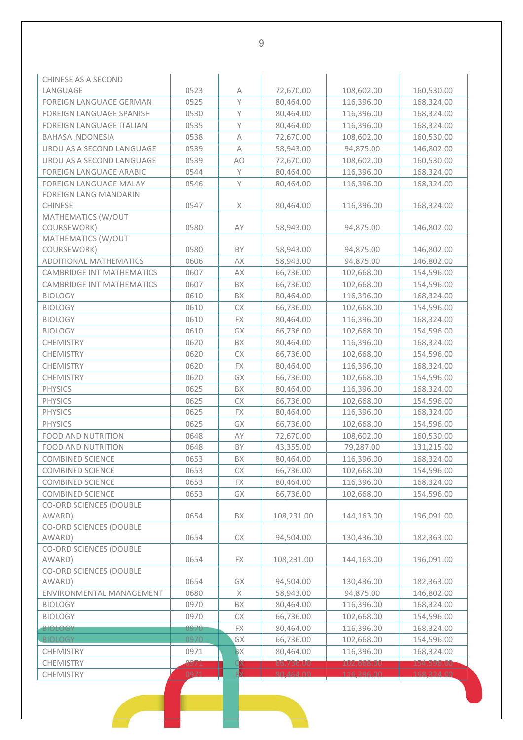| | | | | | |
|---|---|---|---|---|---|
| CHINESE AS A SECOND LANGUAGE | 0523 | A | 72,670.00 | 108,602.00 | 160,530.00 |
| FOREIGN LANGUAGE GERMAN | 0525 | Y | 80,464.00 | 116,396.00 | 168,324.00 |
| FOREIGN LANGUAGE SPANISH | 0530 | Y | 80,464.00 | 116,396.00 | 168,324.00 |
| FOREIGN LANGUAGE ITALIAN | 0535 | Y | 80,464.00 | 116,396.00 | 168,324.00 |
| BAHASA INDONESIA | 0538 | A | 72,670.00 | 108,602.00 | 160,530.00 |
| URDU AS A SECOND LANGUAGE | 0539 | A | 58,943.00 | 94,875.00 | 146,802.00 |
| URDU AS A SECOND LANGUAGE | 0539 | AO | 72,670.00 | 108,602.00 | 160,530.00 |
| FOREIGN LANGUAGE ARABIC | 0544 | Y | 80,464.00 | 116,396.00 | 168,324.00 |
| FOREIGN LANGUAGE MALAY | 0546 | Y | 80,464.00 | 116,396.00 | 168,324.00 |
| FOREIGN LANG MANDARIN CHINESE | 0547 | X | 80,464.00 | 116,396.00 | 168,324.00 |
| MATHEMATICS (W/OUT COURSEWORK) | 0580 | AY | 58,943.00 | 94,875.00 | 146,802.00 |
| MATHEMATICS (W/OUT COURSEWORK) | 0580 | BY | 58,943.00 | 94,875.00 | 146,802.00 |
| ADDITIONAL MATHEMATICS | 0606 | AX | 58,943.00 | 94,875.00 | 146,802.00 |
| CAMBRIDGE INT MATHEMATICS | 0607 | AX | 66,736.00 | 102,668.00 | 154,596.00 |
| CAMBRIDGE INT MATHEMATICS | 0607 | BX | 66,736.00 | 102,668.00 | 154,596.00 |
| BIOLOGY | 0610 | BX | 80,464.00 | 116,396.00 | 168,324.00 |
| BIOLOGY | 0610 | CX | 66,736.00 | 102,668.00 | 154,596.00 |
| BIOLOGY | 0610 | FX | 80,464.00 | 116,396.00 | 168,324.00 |
| BIOLOGY | 0610 | GX | 66,736.00 | 102,668.00 | 154,596.00 |
| CHEMISTRY | 0620 | BX | 80,464.00 | 116,396.00 | 168,324.00 |
| CHEMISTRY | 0620 | CX | 66,736.00 | 102,668.00 | 154,596.00 |
| CHEMISTRY | 0620 | FX | 80,464.00 | 116,396.00 | 168,324.00 |
| CHEMISTRY | 0620 | GX | 66,736.00 | 102,668.00 | 154,596.00 |
| PHYSICS | 0625 | BX | 80,464.00 | 116,396.00 | 168,324.00 |
| PHYSICS | 0625 | CX | 66,736.00 | 102,668.00 | 154,596.00 |
| PHYSICS | 0625 | FX | 80,464.00 | 116,396.00 | 168,324.00 |
| PHYSICS | 0625 | GX | 66,736.00 | 102,668.00 | 154,596.00 |
| FOOD AND NUTRITION | 0648 | AY | 72,670.00 | 108,602.00 | 160,530.00 |
| FOOD AND NUTRITION | 0648 | BY | 43,355.00 | 79,287.00 | 131,215.00 |
| COMBINED SCIENCE | 0653 | BX | 80,464.00 | 116,396.00 | 168,324.00 |
| COMBINED SCIENCE | 0653 | CX | 66,736.00 | 102,668.00 | 154,596.00 |
| COMBINED SCIENCE | 0653 | FX | 80,464.00 | 116,396.00 | 168,324.00 |
| COMBINED SCIENCE | 0653 | GX | 66,736.00 | 102,668.00 | 154,596.00 |
| CO-ORD SCIENCES (DOUBLE AWARD) | 0654 | BX | 108,231.00 | 144,163.00 | 196,091.00 |
| CO-ORD SCIENCES (DOUBLE AWARD) | 0654 | CX | 94,504.00 | 130,436.00 | 182,363.00 |
| CO-ORD SCIENCES (DOUBLE AWARD) | 0654 | FX | 108,231.00 | 144,163.00 | 196,091.00 |
| CO-ORD SCIENCES (DOUBLE AWARD) | 0654 | GX | 94,504.00 | 130,436.00 | 182,363.00 |
| ENVIRONMENTAL MANAGEMENT | 0680 | X | 58,943.00 | 94,875.00 | 146,802.00 |
| BIOLOGY | 0970 | BX | 80,464.00 | 116,396.00 | 168,324.00 |
| BIOLOGY | 0970 | CX | 66,736.00 | 102,668.00 | 154,596.00 |
| BIOLOGY | 0970 | FX | 80,464.00 | 116,396.00 | 168,324.00 |
| BIOLOGY | 0970 | GX | 66,736.00 | 102,668.00 | 154,596.00 |
| CHEMISTRY | 0971 | BX | 80,464.00 | 116,396.00 | 168,324.00 |
| CHEMISTRY | 0971 | CX | 66,736.00 | 102,668.00 | 154,596.00 |
| CHEMISTRY | 0971 | FX | 80,464.00 | 116,396.00 | 168,324.00 |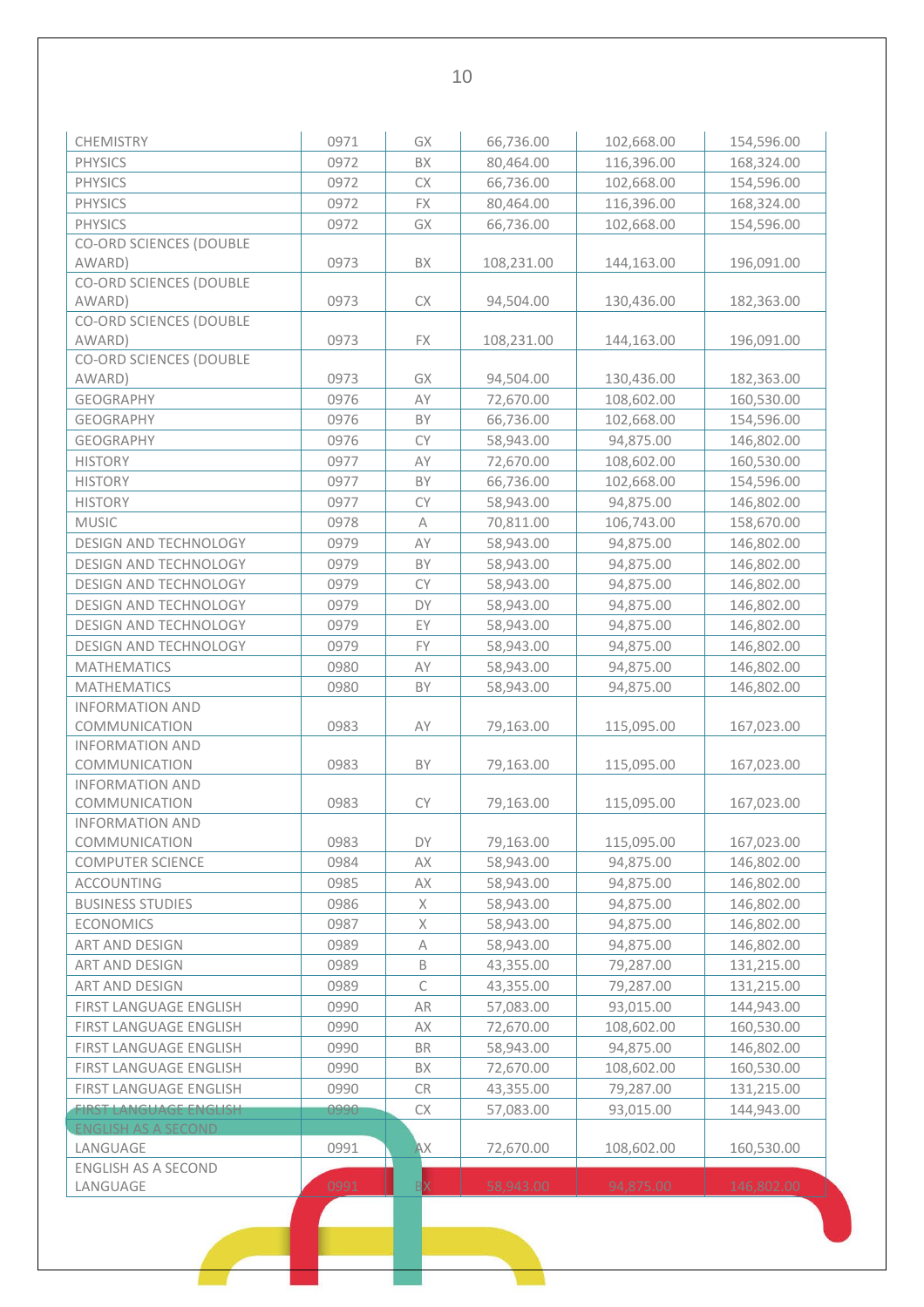| | | | | | |
|---|---|---|---|---|---|
| CHEMISTRY | 0971 | GX | 66,736.00 | 102,668.00 | 154,596.00 |
| PHYSICS | 0972 | BX | 80,464.00 | 116,396.00 | 168,324.00 |
| PHYSICS | 0972 | CX | 66,736.00 | 102,668.00 | 154,596.00 |
| PHYSICS | 0972 | FX | 80,464.00 | 116,396.00 | 168,324.00 |
| PHYSICS | 0972 | GX | 66,736.00 | 102,668.00 | 154,596.00 |
| CO-ORD SCIENCES (DOUBLE AWARD) | 0973 | BX | 108,231.00 | 144,163.00 | 196,091.00 |
| CO-ORD SCIENCES (DOUBLE AWARD) | 0973 | CX | 94,504.00 | 130,436.00 | 182,363.00 |
| CO-ORD SCIENCES (DOUBLE AWARD) | 0973 | FX | 108,231.00 | 144,163.00 | 196,091.00 |
| CO-ORD SCIENCES (DOUBLE AWARD) | 0973 | GX | 94,504.00 | 130,436.00 | 182,363.00 |
| GEOGRAPHY | 0976 | AY | 72,670.00 | 108,602.00 | 160,530.00 |
| GEOGRAPHY | 0976 | BY | 66,736.00 | 102,668.00 | 154,596.00 |
| GEOGRAPHY | 0976 | CY | 58,943.00 | 94,875.00 | 146,802.00 |
| HISTORY | 0977 | AY | 72,670.00 | 108,602.00 | 160,530.00 |
| HISTORY | 0977 | BY | 66,736.00 | 102,668.00 | 154,596.00 |
| HISTORY | 0977 | CY | 58,943.00 | 94,875.00 | 146,802.00 |
| MUSIC | 0978 | A | 70,811.00 | 106,743.00 | 158,670.00 |
| DESIGN AND TECHNOLOGY | 0979 | AY | 58,943.00 | 94,875.00 | 146,802.00 |
| DESIGN AND TECHNOLOGY | 0979 | BY | 58,943.00 | 94,875.00 | 146,802.00 |
| DESIGN AND TECHNOLOGY | 0979 | CY | 58,943.00 | 94,875.00 | 146,802.00 |
| DESIGN AND TECHNOLOGY | 0979 | DY | 58,943.00 | 94,875.00 | 146,802.00 |
| DESIGN AND TECHNOLOGY | 0979 | EY | 58,943.00 | 94,875.00 | 146,802.00 |
| DESIGN AND TECHNOLOGY | 0979 | FY | 58,943.00 | 94,875.00 | 146,802.00 |
| MATHEMATICS | 0980 | AY | 58,943.00 | 94,875.00 | 146,802.00 |
| MATHEMATICS | 0980 | BY | 58,943.00 | 94,875.00 | 146,802.00 |
| INFORMATION AND COMMUNICATION | 0983 | AY | 79,163.00 | 115,095.00 | 167,023.00 |
| INFORMATION AND COMMUNICATION | 0983 | BY | 79,163.00 | 115,095.00 | 167,023.00 |
| INFORMATION AND COMMUNICATION | 0983 | CY | 79,163.00 | 115,095.00 | 167,023.00 |
| INFORMATION AND COMMUNICATION | 0983 | DY | 79,163.00 | 115,095.00 | 167,023.00 |
| COMPUTER SCIENCE | 0984 | AX | 58,943.00 | 94,875.00 | 146,802.00 |
| ACCOUNTING | 0985 | AX | 58,943.00 | 94,875.00 | 146,802.00 |
| BUSINESS STUDIES | 0986 | X | 58,943.00 | 94,875.00 | 146,802.00 |
| ECONOMICS | 0987 | X | 58,943.00 | 94,875.00 | 146,802.00 |
| ART AND DESIGN | 0989 | A | 58,943.00 | 94,875.00 | 146,802.00 |
| ART AND DESIGN | 0989 | B | 43,355.00 | 79,287.00 | 131,215.00 |
| ART AND DESIGN | 0989 | C | 43,355.00 | 79,287.00 | 131,215.00 |
| FIRST LANGUAGE ENGLISH | 0990 | AR | 57,083.00 | 93,015.00 | 144,943.00 |
| FIRST LANGUAGE ENGLISH | 0990 | AX | 72,670.00 | 108,602.00 | 160,530.00 |
| FIRST LANGUAGE ENGLISH | 0990 | BR | 58,943.00 | 94,875.00 | 146,802.00 |
| FIRST LANGUAGE ENGLISH | 0990 | BX | 72,670.00 | 108,602.00 | 160,530.00 |
| FIRST LANGUAGE ENGLISH | 0990 | CR | 43,355.00 | 79,287.00 | 131,215.00 |
| FIRST LANGUAGE ENGLISH | 0990 | CX | 57,083.00 | 93,015.00 | 144,943.00 |
| ENGLISH AS A SECOND LANGUAGE | 0991 | AX | 72,670.00 | 108,602.00 | 160,530.00 |
| ENGLISH AS A SECOND LANGUAGE | 0991 | BX | 58,943.00 | 94,875.00 | 146,802.00 |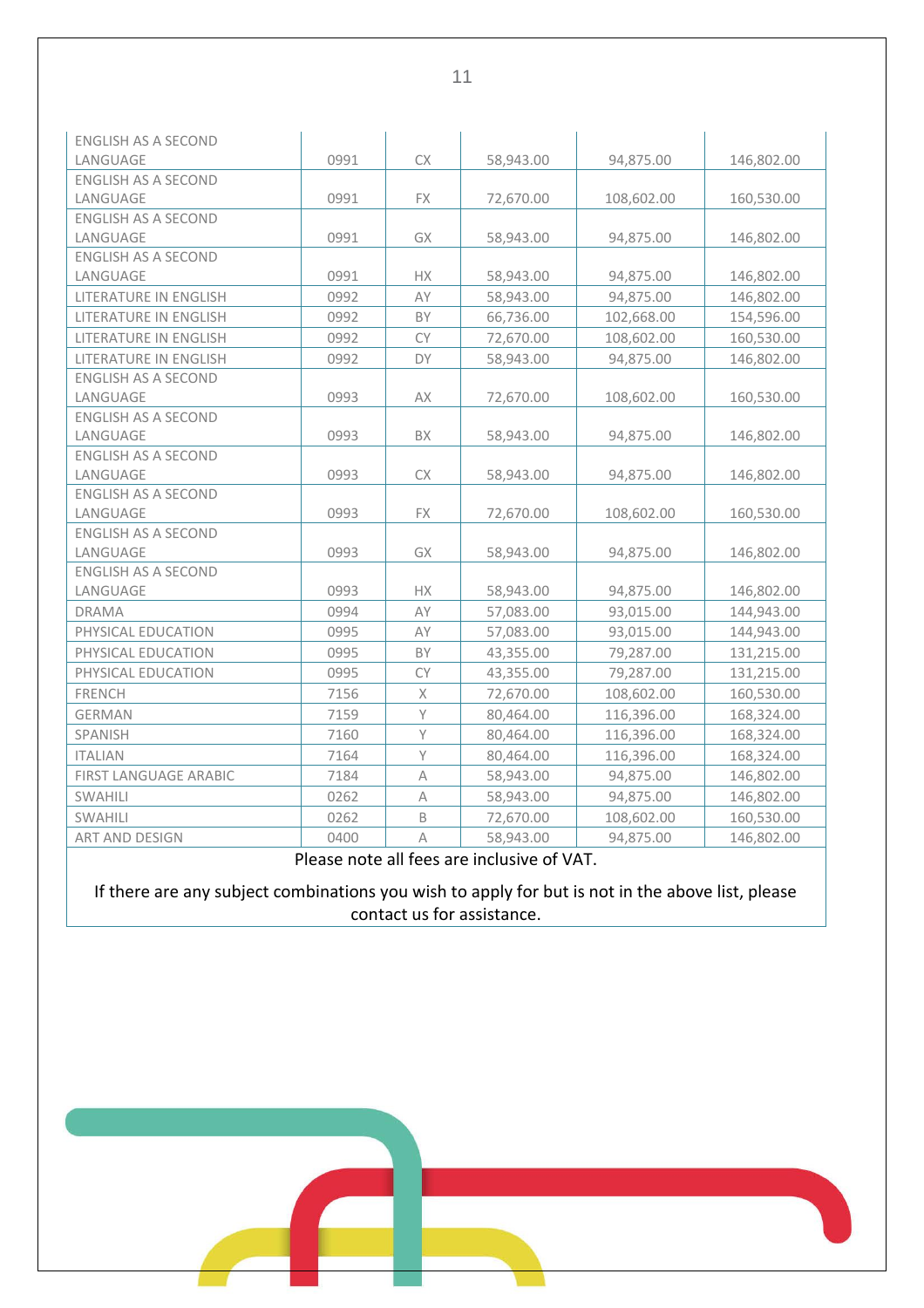| | | | | | |
|---|---|---|---|---|---|
| ENGLISH AS A SECOND LANGUAGE | 0991 | CX | 58,943.00 | 94,875.00 | 146,802.00 |
| ENGLISH AS A SECOND LANGUAGE | 0991 | FX | 72,670.00 | 108,602.00 | 160,530.00 |
| ENGLISH AS A SECOND LANGUAGE | 0991 | GX | 58,943.00 | 94,875.00 | 146,802.00 |
| ENGLISH AS A SECOND LANGUAGE | 0991 | HX | 58,943.00 | 94,875.00 | 146,802.00 |
| LITERATURE IN ENGLISH | 0992 | AY | 58,943.00 | 94,875.00 | 146,802.00 |
| LITERATURE IN ENGLISH | 0992 | BY | 66,736.00 | 102,668.00 | 154,596.00 |
| LITERATURE IN ENGLISH | 0992 | CY | 72,670.00 | 108,602.00 | 160,530.00 |
| LITERATURE IN ENGLISH | 0992 | DY | 58,943.00 | 94,875.00 | 146,802.00 |
| ENGLISH AS A SECOND LANGUAGE | 0993 | AX | 72,670.00 | 108,602.00 | 160,530.00 |
| ENGLISH AS A SECOND LANGUAGE | 0993 | BX | 58,943.00 | 94,875.00 | 146,802.00 |
| ENGLISH AS A SECOND LANGUAGE | 0993 | CX | 58,943.00 | 94,875.00 | 146,802.00 |
| ENGLISH AS A SECOND LANGUAGE | 0993 | FX | 72,670.00 | 108,602.00 | 160,530.00 |
| ENGLISH AS A SECOND LANGUAGE | 0993 | GX | 58,943.00 | 94,875.00 | 146,802.00 |
| ENGLISH AS A SECOND LANGUAGE | 0993 | HX | 58,943.00 | 94,875.00 | 146,802.00 |
| DRAMA | 0994 | AY | 57,083.00 | 93,015.00 | 144,943.00 |
| PHYSICAL EDUCATION | 0995 | AY | 57,083.00 | 93,015.00 | 144,943.00 |
| PHYSICAL EDUCATION | 0995 | BY | 43,355.00 | 79,287.00 | 131,215.00 |
| PHYSICAL EDUCATION | 0995 | CY | 43,355.00 | 79,287.00 | 131,215.00 |
| FRENCH | 7156 | X | 72,670.00 | 108,602.00 | 160,530.00 |
| GERMAN | 7159 | Y | 80,464.00 | 116,396.00 | 168,324.00 |
| SPANISH | 7160 | Y | 80,464.00 | 116,396.00 | 168,324.00 |
| ITALIAN | 7164 | Y | 80,464.00 | 116,396.00 | 168,324.00 |
| FIRST LANGUAGE ARABIC | 7184 | A | 58,943.00 | 94,875.00 | 146,802.00 |
| SWAHILI | 0262 | A | 58,943.00 | 94,875.00 | 146,802.00 |
| SWAHILI | 0262 | B | 72,670.00 | 108,602.00 | 160,530.00 |
| ART AND DESIGN | 0400 | A | 58,943.00 | 94,875.00 | 146,802.00 |

Please note all fees are inclusive of VAT.

If there are any subject combinations you wish to apply for but is not in the above list, please contact us for assistance.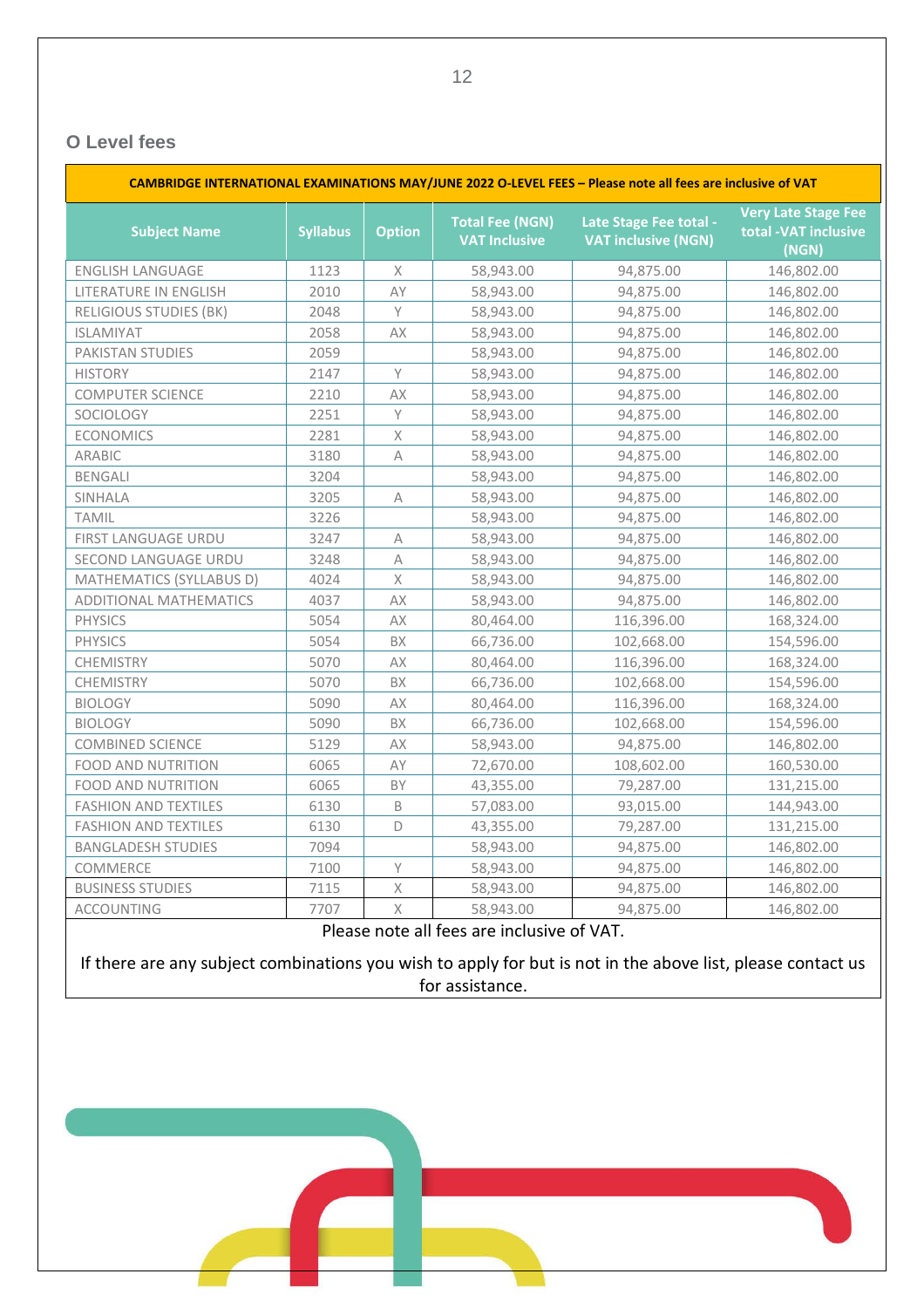## O Level fees

| CAMBRIDGE INTERNATIONAL EXAMINATIONS MAY/JUNE 2022 O-LEVEL FEES – Please note all fees are inclusive of VAT | | | | | |
|---|---|---|---|---|---|
| **Subject Name** | **Syllabus** | **Option** | **Total Fee (NGN) VAT Inclusive** | **Late Stage Fee total - VAT inclusive (NGN)** | **Very Late Stage Fee total -VAT inclusive (NGN)** |
| ENGLISH LANGUAGE | 1123 | X | 58,943.00 | 94,875.00 | 146,802.00 |
| LITERATURE IN ENGLISH | 2010 | AY | 58,943.00 | 94,875.00 | 146,802.00 |
| RELIGIOUS STUDIES (BK) | 2048 | Y | 58,943.00 | 94,875.00 | 146,802.00 |
| ISLAMIYAT | 2058 | AX | 58,943.00 | 94,875.00 | 146,802.00 |
| PAKISTAN STUDIES | 2059 | | 58,943.00 | 94,875.00 | 146,802.00 |
| HISTORY | 2147 | Y | 58,943.00 | 94,875.00 | 146,802.00 |
| COMPUTER SCIENCE | 2210 | AX | 58,943.00 | 94,875.00 | 146,802.00 |
| SOCIOLOGY | 2251 | Y | 58,943.00 | 94,875.00 | 146,802.00 |
| ECONOMICS | 2281 | X | 58,943.00 | 94,875.00 | 146,802.00 |
| ARABIC | 3180 | A | 58,943.00 | 94,875.00 | 146,802.00 |
| BENGALI | 3204 | | 58,943.00 | 94,875.00 | 146,802.00 |
| SINHALA | 3205 | A | 58,943.00 | 94,875.00 | 146,802.00 |
| TAMIL | 3226 | | 58,943.00 | 94,875.00 | 146,802.00 |
| FIRST LANGUAGE URDU | 3247 | A | 58,943.00 | 94,875.00 | 146,802.00 |
| SECOND LANGUAGE URDU | 3248 | A | 58,943.00 | 94,875.00 | 146,802.00 |
| MATHEMATICS (SYLLABUS D) | 4024 | X | 58,943.00 | 94,875.00 | 146,802.00 |
| ADDITIONAL MATHEMATICS | 4037 | AX | 58,943.00 | 94,875.00 | 146,802.00 |
| PHYSICS | 5054 | AX | 80,464.00 | 116,396.00 | 168,324.00 |
| PHYSICS | 5054 | BX | 66,736.00 | 102,668.00 | 154,596.00 |
| CHEMISTRY | 5070 | AX | 80,464.00 | 116,396.00 | 168,324.00 |
| CHEMISTRY | 5070 | BX | 66,736.00 | 102,668.00 | 154,596.00 |
| BIOLOGY | 5090 | AX | 80,464.00 | 116,396.00 | 168,324.00 |
| BIOLOGY | 5090 | BX | 66,736.00 | 102,668.00 | 154,596.00 |
| COMBINED SCIENCE | 5129 | AX | 58,943.00 | 94,875.00 | 146,802.00 |
| FOOD AND NUTRITION | 6065 | AY | 72,670.00 | 108,602.00 | 160,530.00 |
| FOOD AND NUTRITION | 6065 | BY | 43,355.00 | 79,287.00 | 131,215.00 |
| FASHION AND TEXTILES | 6130 | B | 57,083.00 | 93,015.00 | 144,943.00 |
| FASHION AND TEXTILES | 6130 | D | 43,355.00 | 79,287.00 | 131,215.00 |
| BANGLADESH STUDIES | 7094 | | 58,943.00 | 94,875.00 | 146,802.00 |
| COMMERCE | 7100 | Y | 58,943.00 | 94,875.00 | 146,802.00 |
| BUSINESS STUDIES | 7115 | X | 58,943.00 | 94,875.00 | 146,802.00 |
| ACCOUNTING | 7707 | X | 58,943.00 | 94,875.00 | 146,802.00 |

Please note all fees are inclusive of VAT.

If there are any subject combinations you wish to apply for but is not in the above list, please contact us for assistance.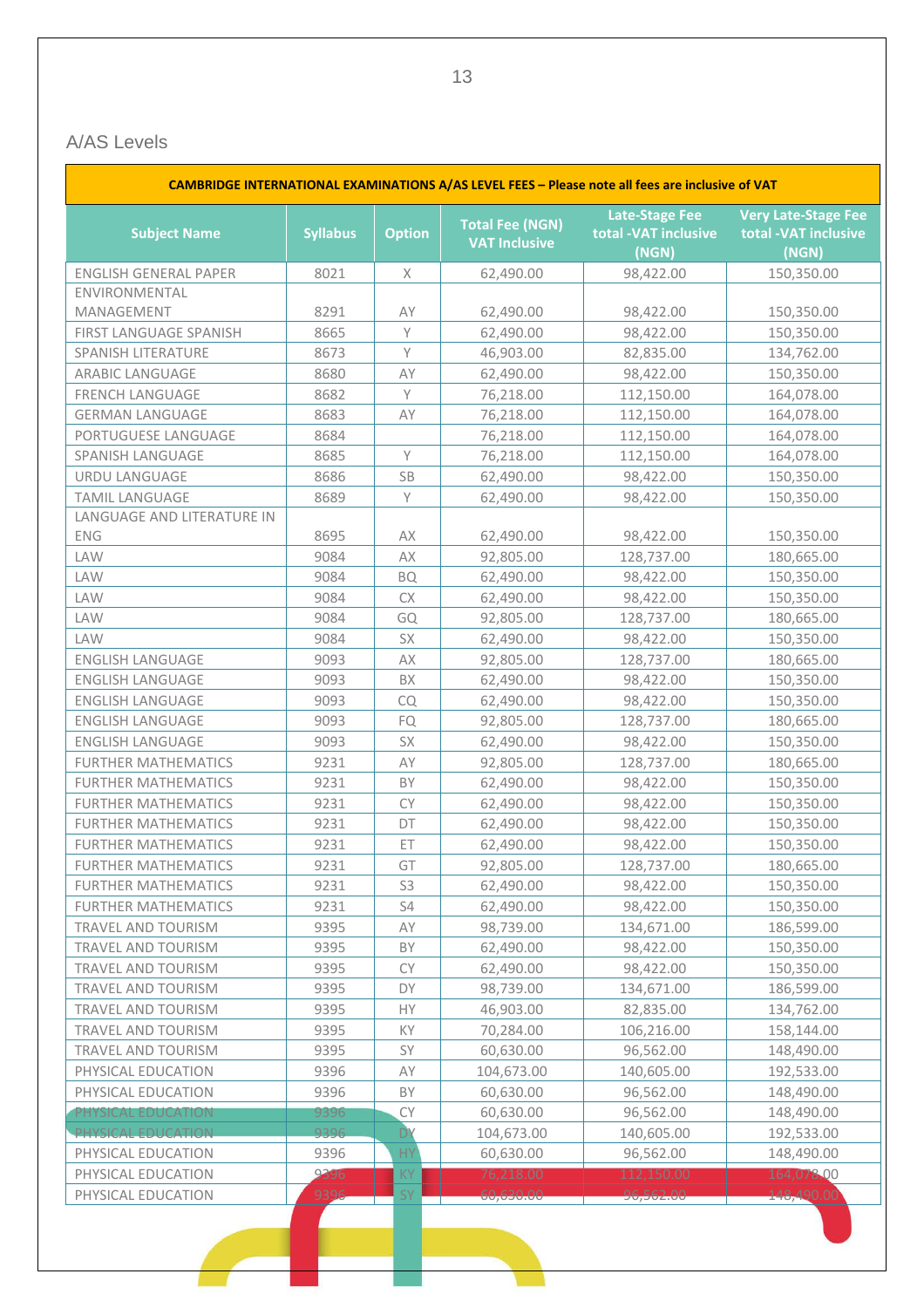## A/AS Levels

| CAMBRIDGE INTERNATIONAL EXAMINATIONS A/AS LEVEL FEES – Please note all fees are inclusive of VAT | | | | | |
|---|---|---|---|---|---|
| **Subject Name** | **Syllabus** | **Option** | **Total Fee (NGN) VAT Inclusive** | **Late-Stage Fee total -VAT inclusive (NGN)** | **Very Late-Stage Fee total -VAT inclusive (NGN)** |
| ENGLISH GENERAL PAPER | 8021 | X | 62,490.00 | 98,422.00 | 150,350.00 |
| ENVIRONMENTAL MANAGEMENT | 8291 | AY | 62,490.00 | 98,422.00 | 150,350.00 |
| FIRST LANGUAGE SPANISH | 8665 | Y | 62,490.00 | 98,422.00 | 150,350.00 |
| SPANISH LITERATURE | 8673 | Y | 46,903.00 | 82,835.00 | 134,762.00 |
| ARABIC LANGUAGE | 8680 | AY | 62,490.00 | 98,422.00 | 150,350.00 |
| FRENCH LANGUAGE | 8682 | Y | 76,218.00 | 112,150.00 | 164,078.00 |
| GERMAN LANGUAGE | 8683 | AY | 76,218.00 | 112,150.00 | 164,078.00 |
| PORTUGUESE LANGUAGE | 8684 | | 76,218.00 | 112,150.00 | 164,078.00 |
| SPANISH LANGUAGE | 8685 | Y | 76,218.00 | 112,150.00 | 164,078.00 |
| URDU LANGUAGE | 8686 | SB | 62,490.00 | 98,422.00 | 150,350.00 |
| TAMIL LANGUAGE | 8689 | Y | 62,490.00 | 98,422.00 | 150,350.00 |
| LANGUAGE AND LITERATURE IN ENG | 8695 | AX | 62,490.00 | 98,422.00 | 150,350.00 |
| LAW | 9084 | AX | 92,805.00 | 128,737.00 | 180,665.00 |
| LAW | 9084 | BQ | 62,490.00 | 98,422.00 | 150,350.00 |
| LAW | 9084 | CX | 62,490.00 | 98,422.00 | 150,350.00 |
| LAW | 9084 | GQ | 92,805.00 | 128,737.00 | 180,665.00 |
| LAW | 9084 | SX | 62,490.00 | 98,422.00 | 150,350.00 |
| ENGLISH LANGUAGE | 9093 | AX | 92,805.00 | 128,737.00 | 180,665.00 |
| ENGLISH LANGUAGE | 9093 | BX | 62,490.00 | 98,422.00 | 150,350.00 |
| ENGLISH LANGUAGE | 9093 | CQ | 62,490.00 | 98,422.00 | 150,350.00 |
| ENGLISH LANGUAGE | 9093 | FQ | 92,805.00 | 128,737.00 | 180,665.00 |
| ENGLISH LANGUAGE | 9093 | SX | 62,490.00 | 98,422.00 | 150,350.00 |
| FURTHER MATHEMATICS | 9231 | AY | 92,805.00 | 128,737.00 | 180,665.00 |
| FURTHER MATHEMATICS | 9231 | BY | 62,490.00 | 98,422.00 | 150,350.00 |
| FURTHER MATHEMATICS | 9231 | CY | 62,490.00 | 98,422.00 | 150,350.00 |
| FURTHER MATHEMATICS | 9231 | DT | 62,490.00 | 98,422.00 | 150,350.00 |
| FURTHER MATHEMATICS | 9231 | ET | 62,490.00 | 98,422.00 | 150,350.00 |
| FURTHER MATHEMATICS | 9231 | GT | 92,805.00 | 128,737.00 | 180,665.00 |
| FURTHER MATHEMATICS | 9231 | S3 | 62,490.00 | 98,422.00 | 150,350.00 |
| FURTHER MATHEMATICS | 9231 | S4 | 62,490.00 | 98,422.00 | 150,350.00 |
| TRAVEL AND TOURISM | 9395 | AY | 98,739.00 | 134,671.00 | 186,599.00 |
| TRAVEL AND TOURISM | 9395 | BY | 62,490.00 | 98,422.00 | 150,350.00 |
| TRAVEL AND TOURISM | 9395 | CY | 62,490.00 | 98,422.00 | 150,350.00 |
| TRAVEL AND TOURISM | 9395 | DY | 98,739.00 | 134,671.00 | 186,599.00 |
| TRAVEL AND TOURISM | 9395 | HY | 46,903.00 | 82,835.00 | 134,762.00 |
| TRAVEL AND TOURISM | 9395 | KY | 70,284.00 | 106,216.00 | 158,144.00 |
| TRAVEL AND TOURISM | 9395 | SY | 60,630.00 | 96,562.00 | 148,490.00 |
| PHYSICAL EDUCATION | 9396 | AY | 104,673.00 | 140,605.00 | 192,533.00 |
| PHYSICAL EDUCATION | 9396 | BY | 60,630.00 | 96,562.00 | 148,490.00 |
| PHYSICAL EDUCATION | 9396 | CY | 60,630.00 | 96,562.00 | 148,490.00 |
| PHYSICAL EDUCATION | 9396 | DY | 104,673.00 | 140,605.00 | 192,533.00 |
| PHYSICAL EDUCATION | 9396 | HY | 60,630.00 | 96,562.00 | 148,490.00 |
| PHYSICAL EDUCATION | 9396 | KY | 76,218.00 | 112,150.00 | 164,078.00 |
| PHYSICAL EDUCATION | 9396 | SY | 60,630.00 | 96,562.00 | 148,490.00 |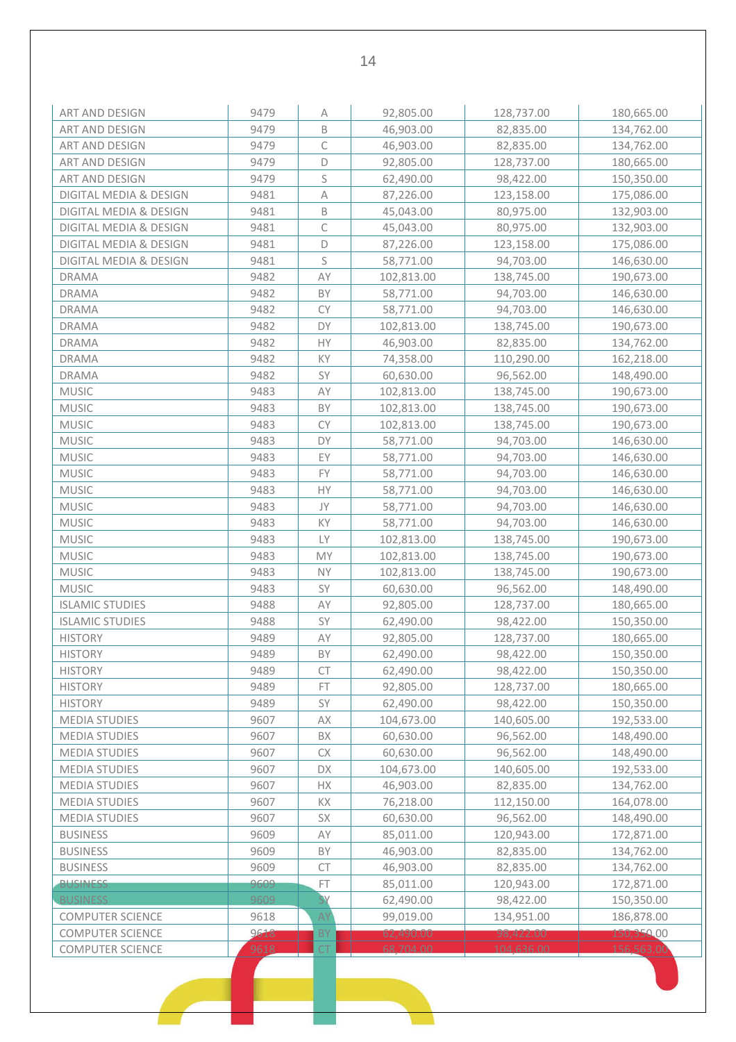| | | | | | |
|---|---|---|---|---|---|
| ART AND DESIGN | 9479 | A | 92,805.00 | 128,737.00 | 180,665.00 |
| ART AND DESIGN | 9479 | B | 46,903.00 | 82,835.00 | 134,762.00 |
| ART AND DESIGN | 9479 | C | 46,903.00 | 82,835.00 | 134,762.00 |
| ART AND DESIGN | 9479 | D | 92,805.00 | 128,737.00 | 180,665.00 |
| ART AND DESIGN | 9479 | S | 62,490.00 | 98,422.00 | 150,350.00 |
| DIGITAL MEDIA & DESIGN | 9481 | A | 87,226.00 | 123,158.00 | 175,086.00 |
| DIGITAL MEDIA & DESIGN | 9481 | B | 45,043.00 | 80,975.00 | 132,903.00 |
| DIGITAL MEDIA & DESIGN | 9481 | C | 45,043.00 | 80,975.00 | 132,903.00 |
| DIGITAL MEDIA & DESIGN | 9481 | D | 87,226.00 | 123,158.00 | 175,086.00 |
| DIGITAL MEDIA & DESIGN | 9481 | S | 58,771.00 | 94,703.00 | 146,630.00 |
| DRAMA | 9482 | AY | 102,813.00 | 138,745.00 | 190,673.00 |
| DRAMA | 9482 | BY | 58,771.00 | 94,703.00 | 146,630.00 |
| DRAMA | 9482 | CY | 58,771.00 | 94,703.00 | 146,630.00 |
| DRAMA | 9482 | DY | 102,813.00 | 138,745.00 | 190,673.00 |
| DRAMA | 9482 | HY | 46,903.00 | 82,835.00 | 134,762.00 |
| DRAMA | 9482 | KY | 74,358.00 | 110,290.00 | 162,218.00 |
| DRAMA | 9482 | SY | 60,630.00 | 96,562.00 | 148,490.00 |
| MUSIC | 9483 | AY | 102,813.00 | 138,745.00 | 190,673.00 |
| MUSIC | 9483 | BY | 102,813.00 | 138,745.00 | 190,673.00 |
| MUSIC | 9483 | CY | 102,813.00 | 138,745.00 | 190,673.00 |
| MUSIC | 9483 | DY | 58,771.00 | 94,703.00 | 146,630.00 |
| MUSIC | 9483 | EY | 58,771.00 | 94,703.00 | 146,630.00 |
| MUSIC | 9483 | FY | 58,771.00 | 94,703.00 | 146,630.00 |
| MUSIC | 9483 | HY | 58,771.00 | 94,703.00 | 146,630.00 |
| MUSIC | 9483 | JY | 58,771.00 | 94,703.00 | 146,630.00 |
| MUSIC | 9483 | KY | 58,771.00 | 94,703.00 | 146,630.00 |
| MUSIC | 9483 | LY | 102,813.00 | 138,745.00 | 190,673.00 |
| MUSIC | 9483 | MY | 102,813.00 | 138,745.00 | 190,673.00 |
| MUSIC | 9483 | NY | 102,813.00 | 138,745.00 | 190,673.00 |
| MUSIC | 9483 | SY | 60,630.00 | 96,562.00 | 148,490.00 |
| ISLAMIC STUDIES | 9488 | AY | 92,805.00 | 128,737.00 | 180,665.00 |
| ISLAMIC STUDIES | 9488 | SY | 62,490.00 | 98,422.00 | 150,350.00 |
| HISTORY | 9489 | AY | 92,805.00 | 128,737.00 | 180,665.00 |
| HISTORY | 9489 | BY | 62,490.00 | 98,422.00 | 150,350.00 |
| HISTORY | 9489 | CT | 62,490.00 | 98,422.00 | 150,350.00 |
| HISTORY | 9489 | FT | 92,805.00 | 128,737.00 | 180,665.00 |
| HISTORY | 9489 | SY | 62,490.00 | 98,422.00 | 150,350.00 |
| MEDIA STUDIES | 9607 | AX | 104,673.00 | 140,605.00 | 192,533.00 |
| MEDIA STUDIES | 9607 | BX | 60,630.00 | 96,562.00 | 148,490.00 |
| MEDIA STUDIES | 9607 | CX | 60,630.00 | 96,562.00 | 148,490.00 |
| MEDIA STUDIES | 9607 | DX | 104,673.00 | 140,605.00 | 192,533.00 |
| MEDIA STUDIES | 9607 | HX | 46,903.00 | 82,835.00 | 134,762.00 |
| MEDIA STUDIES | 9607 | KX | 76,218.00 | 112,150.00 | 164,078.00 |
| MEDIA STUDIES | 9607 | SX | 60,630.00 | 96,562.00 | 148,490.00 |
| BUSINESS | 9609 | AY | 85,011.00 | 120,943.00 | 172,871.00 |
| BUSINESS | 9609 | BY | 46,903.00 | 82,835.00 | 134,762.00 |
| BUSINESS | 9609 | CT | 46,903.00 | 82,835.00 | 134,762.00 |
| BUSINESS | 9609 | FT | 85,011.00 | 120,943.00 | 172,871.00 |
| BUSINESS | 9609 | SY | 62,490.00 | 98,422.00 | 150,350.00 |
| COMPUTER SCIENCE | 9618 | AY | 99,019.00 | 134,951.00 | 186,878.00 |
| COMPUTER SCIENCE | 9618 | BY | 62,490.00 | 98,422.00 | 150,350.00 |
| COMPUTER SCIENCE | 9618 | CT | 68,704.00 | 104,636.00 | 156,563.00 |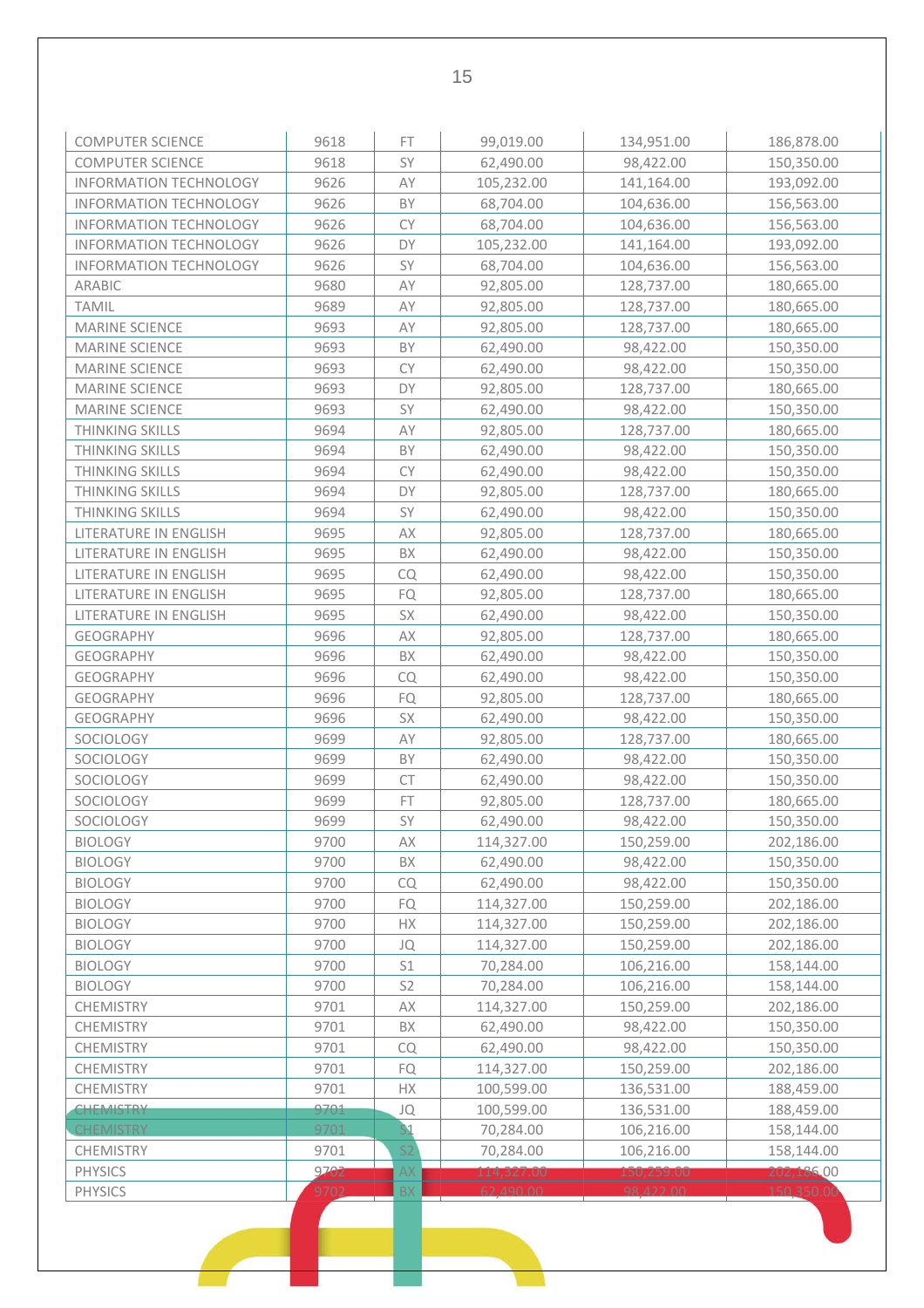| | | | | | |
|---|---|---|---|---|---|
| COMPUTER SCIENCE | 9618 | FT | 99,019.00 | 134,951.00 | 186,878.00 |
| COMPUTER SCIENCE | 9618 | SY | 62,490.00 | 98,422.00 | 150,350.00 |
| INFORMATION TECHNOLOGY | 9626 | AY | 105,232.00 | 141,164.00 | 193,092.00 |
| INFORMATION TECHNOLOGY | 9626 | BY | 68,704.00 | 104,636.00 | 156,563.00 |
| INFORMATION TECHNOLOGY | 9626 | CY | 68,704.00 | 104,636.00 | 156,563.00 |
| INFORMATION TECHNOLOGY | 9626 | DY | 105,232.00 | 141,164.00 | 193,092.00 |
| INFORMATION TECHNOLOGY | 9626 | SY | 68,704.00 | 104,636.00 | 156,563.00 |
| ARABIC | 9680 | AY | 92,805.00 | 128,737.00 | 180,665.00 |
| TAMIL | 9689 | AY | 92,805.00 | 128,737.00 | 180,665.00 |
| MARINE SCIENCE | 9693 | AY | 92,805.00 | 128,737.00 | 180,665.00 |
| MARINE SCIENCE | 9693 | BY | 62,490.00 | 98,422.00 | 150,350.00 |
| MARINE SCIENCE | 9693 | CY | 62,490.00 | 98,422.00 | 150,350.00 |
| MARINE SCIENCE | 9693 | DY | 92,805.00 | 128,737.00 | 180,665.00 |
| MARINE SCIENCE | 9693 | SY | 62,490.00 | 98,422.00 | 150,350.00 |
| THINKING SKILLS | 9694 | AY | 92,805.00 | 128,737.00 | 180,665.00 |
| THINKING SKILLS | 9694 | BY | 62,490.00 | 98,422.00 | 150,350.00 |
| THINKING SKILLS | 9694 | CY | 62,490.00 | 98,422.00 | 150,350.00 |
| THINKING SKILLS | 9694 | DY | 92,805.00 | 128,737.00 | 180,665.00 |
| THINKING SKILLS | 9694 | SY | 62,490.00 | 98,422.00 | 150,350.00 |
| LITERATURE IN ENGLISH | 9695 | AX | 92,805.00 | 128,737.00 | 180,665.00 |
| LITERATURE IN ENGLISH | 9695 | BX | 62,490.00 | 98,422.00 | 150,350.00 |
| LITERATURE IN ENGLISH | 9695 | CQ | 62,490.00 | 98,422.00 | 150,350.00 |
| LITERATURE IN ENGLISH | 9695 | FQ | 92,805.00 | 128,737.00 | 180,665.00 |
| LITERATURE IN ENGLISH | 9695 | SX | 62,490.00 | 98,422.00 | 150,350.00 |
| GEOGRAPHY | 9696 | AX | 92,805.00 | 128,737.00 | 180,665.00 |
| GEOGRAPHY | 9696 | BX | 62,490.00 | 98,422.00 | 150,350.00 |
| GEOGRAPHY | 9696 | CQ | 62,490.00 | 98,422.00 | 150,350.00 |
| GEOGRAPHY | 9696 | FQ | 92,805.00 | 128,737.00 | 180,665.00 |
| GEOGRAPHY | 9696 | SX | 62,490.00 | 98,422.00 | 150,350.00 |
| SOCIOLOGY | 9699 | AY | 92,805.00 | 128,737.00 | 180,665.00 |
| SOCIOLOGY | 9699 | BY | 62,490.00 | 98,422.00 | 150,350.00 |
| SOCIOLOGY | 9699 | CT | 62,490.00 | 98,422.00 | 150,350.00 |
| SOCIOLOGY | 9699 | FT | 92,805.00 | 128,737.00 | 180,665.00 |
| SOCIOLOGY | 9699 | SY | 62,490.00 | 98,422.00 | 150,350.00 |
| BIOLOGY | 9700 | AX | 114,327.00 | 150,259.00 | 202,186.00 |
| BIOLOGY | 9700 | BX | 62,490.00 | 98,422.00 | 150,350.00 |
| BIOLOGY | 9700 | CQ | 62,490.00 | 98,422.00 | 150,350.00 |
| BIOLOGY | 9700 | FQ | 114,327.00 | 150,259.00 | 202,186.00 |
| BIOLOGY | 9700 | HX | 114,327.00 | 150,259.00 | 202,186.00 |
| BIOLOGY | 9700 | JQ | 114,327.00 | 150,259.00 | 202,186.00 |
| BIOLOGY | 9700 | S1 | 70,284.00 | 106,216.00 | 158,144.00 |
| BIOLOGY | 9700 | S2 | 70,284.00 | 106,216.00 | 158,144.00 |
| CHEMISTRY | 9701 | AX | 114,327.00 | 150,259.00 | 202,186.00 |
| CHEMISTRY | 9701 | BX | 62,490.00 | 98,422.00 | 150,350.00 |
| CHEMISTRY | 9701 | CQ | 62,490.00 | 98,422.00 | 150,350.00 |
| CHEMISTRY | 9701 | FQ | 114,327.00 | 150,259.00 | 202,186.00 |
| CHEMISTRY | 9701 | HX | 100,599.00 | 136,531.00 | 188,459.00 |
| CHEMISTRY | 9701 | JQ | 100,599.00 | 136,531.00 | 188,459.00 |
| CHEMISTRY | 9701 | S1 | 70,284.00 | 106,216.00 | 158,144.00 |
| CHEMISTRY | 9701 | S2 | 70,284.00 | 106,216.00 | 158,144.00 |
| PHYSICS | 9702 | AX | 114,327.00 | 150,259.00 | 202,186.00 |
| PHYSICS | 9702 | BX | 62,490.00 | 98,422.00 | 150,350.00 |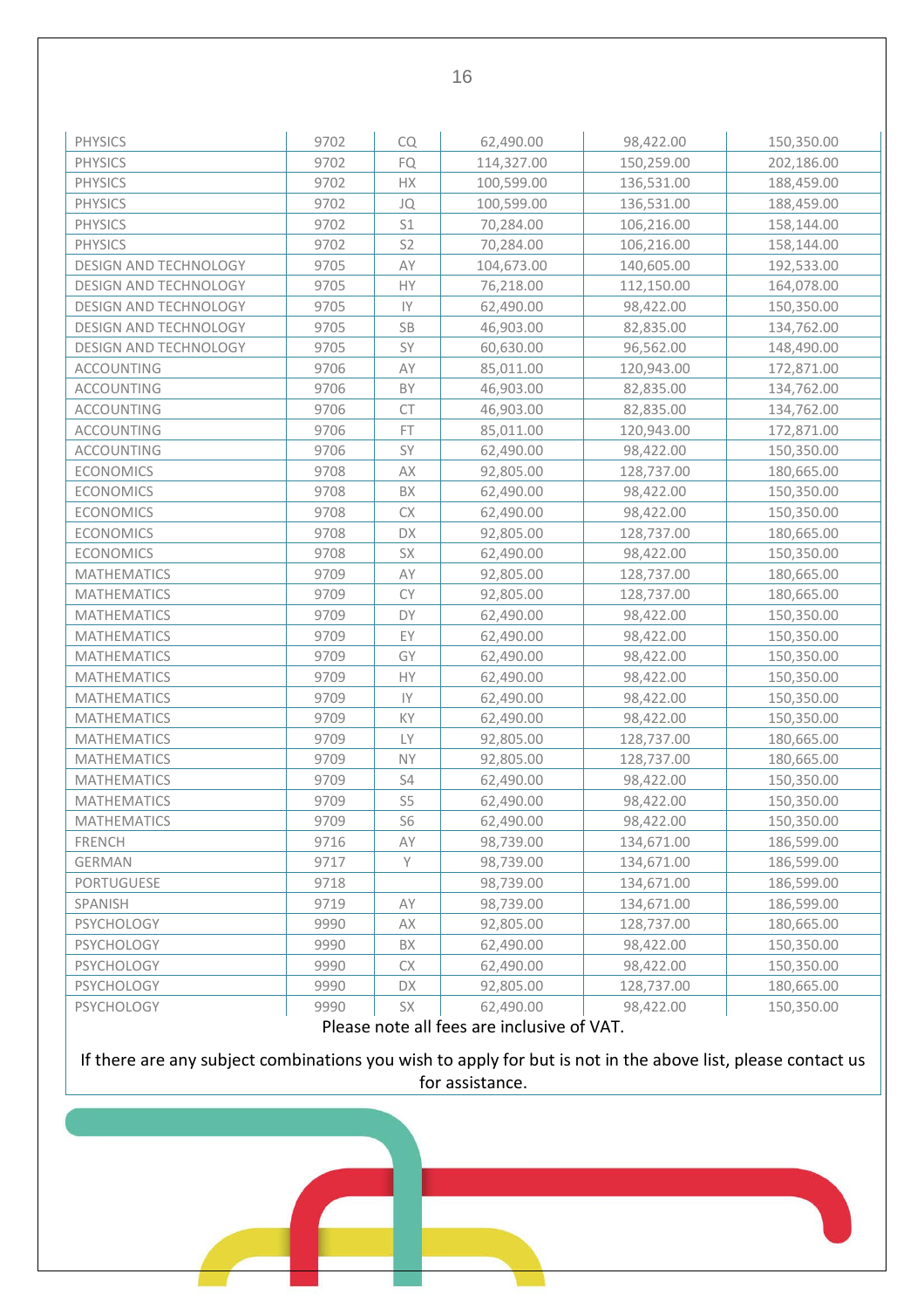| | | | | | |
|---|---|---|---|---|---|
| PHYSICS | 9702 | CQ | 62,490.00 | 98,422.00 | 150,350.00 |
| PHYSICS | 9702 | FQ | 114,327.00 | 150,259.00 | 202,186.00 |
| PHYSICS | 9702 | HX | 100,599.00 | 136,531.00 | 188,459.00 |
| PHYSICS | 9702 | JQ | 100,599.00 | 136,531.00 | 188,459.00 |
| PHYSICS | 9702 | S1 | 70,284.00 | 106,216.00 | 158,144.00 |
| PHYSICS | 9702 | S2 | 70,284.00 | 106,216.00 | 158,144.00 |
| DESIGN AND TECHNOLOGY | 9705 | AY | 104,673.00 | 140,605.00 | 192,533.00 |
| DESIGN AND TECHNOLOGY | 9705 | HY | 76,218.00 | 112,150.00 | 164,078.00 |
| DESIGN AND TECHNOLOGY | 9705 | IY | 62,490.00 | 98,422.00 | 150,350.00 |
| DESIGN AND TECHNOLOGY | 9705 | SB | 46,903.00 | 82,835.00 | 134,762.00 |
| DESIGN AND TECHNOLOGY | 9705 | SY | 60,630.00 | 96,562.00 | 148,490.00 |
| ACCOUNTING | 9706 | AY | 85,011.00 | 120,943.00 | 172,871.00 |
| ACCOUNTING | 9706 | BY | 46,903.00 | 82,835.00 | 134,762.00 |
| ACCOUNTING | 9706 | CT | 46,903.00 | 82,835.00 | 134,762.00 |
| ACCOUNTING | 9706 | FT | 85,011.00 | 120,943.00 | 172,871.00 |
| ACCOUNTING | 9706 | SY | 62,490.00 | 98,422.00 | 150,350.00 |
| ECONOMICS | 9708 | AX | 92,805.00 | 128,737.00 | 180,665.00 |
| ECONOMICS | 9708 | BX | 62,490.00 | 98,422.00 | 150,350.00 |
| ECONOMICS | 9708 | CX | 62,490.00 | 98,422.00 | 150,350.00 |
| ECONOMICS | 9708 | DX | 92,805.00 | 128,737.00 | 180,665.00 |
| ECONOMICS | 9708 | SX | 62,490.00 | 98,422.00 | 150,350.00 |
| MATHEMATICS | 9709 | AY | 92,805.00 | 128,737.00 | 180,665.00 |
| MATHEMATICS | 9709 | CY | 92,805.00 | 128,737.00 | 180,665.00 |
| MATHEMATICS | 9709 | DY | 62,490.00 | 98,422.00 | 150,350.00 |
| MATHEMATICS | 9709 | EY | 62,490.00 | 98,422.00 | 150,350.00 |
| MATHEMATICS | 9709 | GY | 62,490.00 | 98,422.00 | 150,350.00 |
| MATHEMATICS | 9709 | HY | 62,490.00 | 98,422.00 | 150,350.00 |
| MATHEMATICS | 9709 | IY | 62,490.00 | 98,422.00 | 150,350.00 |
| MATHEMATICS | 9709 | KY | 62,490.00 | 98,422.00 | 150,350.00 |
| MATHEMATICS | 9709 | LY | 92,805.00 | 128,737.00 | 180,665.00 |
| MATHEMATICS | 9709 | NY | 92,805.00 | 128,737.00 | 180,665.00 |
| MATHEMATICS | 9709 | S4 | 62,490.00 | 98,422.00 | 150,350.00 |
| MATHEMATICS | 9709 | S5 | 62,490.00 | 98,422.00 | 150,350.00 |
| MATHEMATICS | 9709 | S6 | 62,490.00 | 98,422.00 | 150,350.00 |
| FRENCH | 9716 | AY | 98,739.00 | 134,671.00 | 186,599.00 |
| GERMAN | 9717 | Y | 98,739.00 | 134,671.00 | 186,599.00 |
| PORTUGUESE | 9718 | | 98,739.00 | 134,671.00 | 186,599.00 |
| SPANISH | 9719 | AY | 98,739.00 | 134,671.00 | 186,599.00 |
| PSYCHOLOGY | 9990 | AX | 92,805.00 | 128,737.00 | 180,665.00 |
| PSYCHOLOGY | 9990 | BX | 62,490.00 | 98,422.00 | 150,350.00 |
| PSYCHOLOGY | 9990 | CX | 62,490.00 | 98,422.00 | 150,350.00 |
| PSYCHOLOGY | 9990 | DX | 92,805.00 | 128,737.00 | 180,665.00 |
| PSYCHOLOGY | 9990 | SX | 62,490.00 | 98,422.00 | 150,350.00 |

Please note all fees are inclusive of VAT.

If there are any subject combinations you wish to apply for but is not in the above list, please contact us for assistance.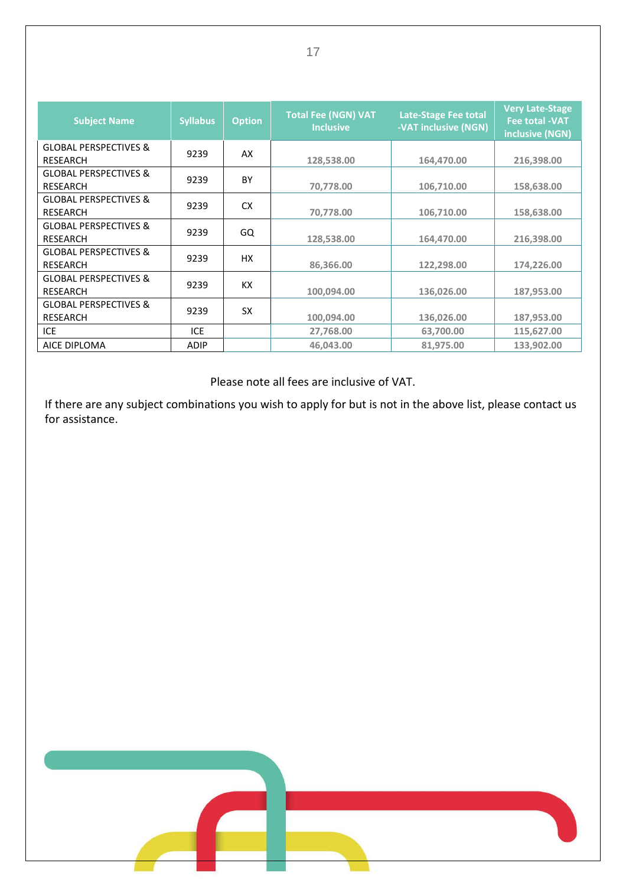| Subject Name | Syllabus | Option | Total Fee (NGN) VAT Inclusive | Late-Stage Fee total -VAT inclusive (NGN) | Very Late-Stage Fee total -VAT inclusive (NGN) |
|---|---|---|---|---|---|
| GLOBAL PERSPECTIVES & RESEARCH | 9239 | AX | 128,538.00 | 164,470.00 | 216,398.00 |
| GLOBAL PERSPECTIVES & RESEARCH | 9239 | BY | 70,778.00 | 106,710.00 | 158,638.00 |
| GLOBAL PERSPECTIVES & RESEARCH | 9239 | CX | 70,778.00 | 106,710.00 | 158,638.00 |
| GLOBAL PERSPECTIVES & RESEARCH | 9239 | GQ | 128,538.00 | 164,470.00 | 216,398.00 |
| GLOBAL PERSPECTIVES & RESEARCH | 9239 | HX | 86,366.00 | 122,298.00 | 174,226.00 |
| GLOBAL PERSPECTIVES & RESEARCH | 9239 | KX | 100,094.00 | 136,026.00 | 187,953.00 |
| GLOBAL PERSPECTIVES & RESEARCH | 9239 | SX | 100,094.00 | 136,026.00 | 187,953.00 |
| ICE | ICE | | 27,768.00 | 63,700.00 | 115,627.00 |
| AICE DIPLOMA | ADIP | | 46,043.00 | 81,975.00 | 133,902.00 |

Please note all fees are inclusive of VAT.

If there are any subject combinations you wish to apply for but is not in the above list, please contact us for assistance.